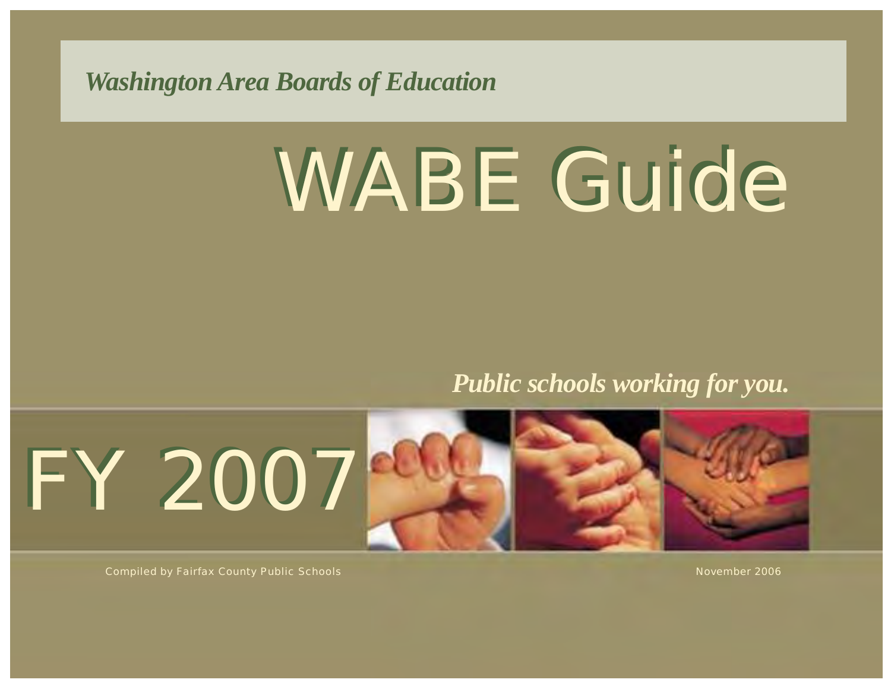*Washington Area Boards of Education*

# WABE Guide

***Public schools working for you.***

# FY 2007

Compiled by Fairfax County Public Schools

November 2006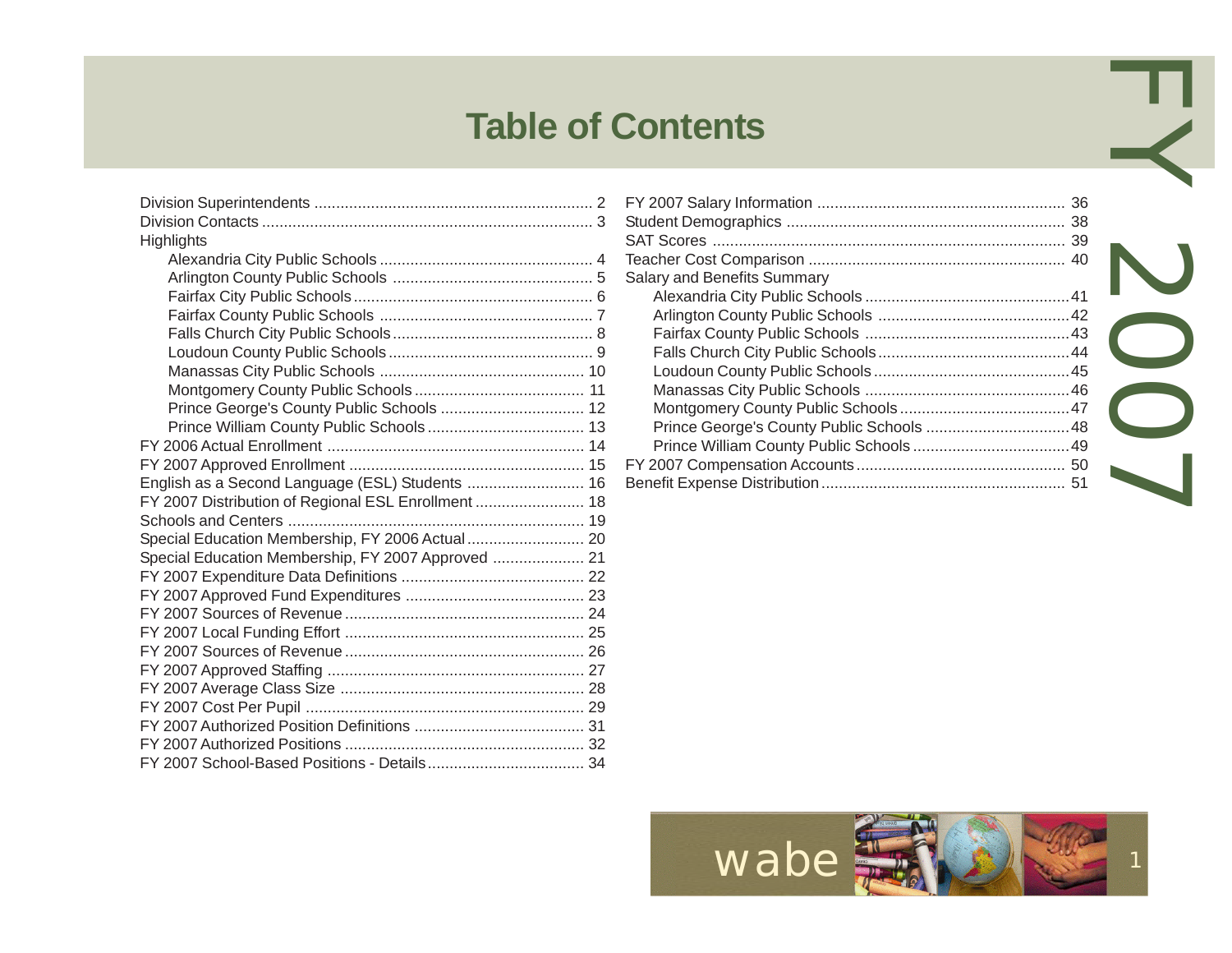# Table of Contents

| | |
|---|---|
| Division Superintendents | 2 |
| Division Contacts | 3 |
| Highlights | |
| Alexandria City Public Schools | 4 |
| Arlington County Public Schools | 5 |
| Fairfax City Public Schools | 6 |
| Fairfax County Public Schools | 7 |
| Falls Church City Public Schools | 8 |
| Loudoun County Public Schools | 9 |
| Manassas City Public Schools | 10 |
| Montgomery County Public Schools | 11 |
| Prince George's County Public Schools | 12 |
| Prince William County Public Schools | 13 |
| FY 2006 Actual Enrollment | 14 |
| FY 2007 Approved Enrollment | 15 |
| English as a Second Language (ESL) Students | 16 |
| FY 2007 Distribution of Regional ESL Enrollment | 18 |
| Schools and Centers | 19 |
| Special Education Membership, FY 2006 Actual | 20 |
| Special Education Membership, FY 2007 Approved | 21 |
| FY 2007 Expenditure Data Definitions | 22 |
| FY 2007 Approved Fund Expenditures | 23 |
| FY 2007 Sources of Revenue | 24 |
| FY 2007 Local Funding Effort | 25 |
| FY 2007 Sources of Revenue | 26 |
| FY 2007 Approved Staffing | 27 |
| FY 2007 Average Class Size | 28 |
| FY 2007 Cost Per Pupil | 29 |
| FY 2007 Authorized Position Definitions | 31 |
| FY 2007 Authorized Positions | 32 |
| FY 2007 School-Based Positions - Details | 34 |
| FY 2007 Salary Information | 36 |
| Student Demographics | 38 |
| SAT Scores | 39 |
| Teacher Cost Comparison | 40 |
| Salary and Benefits Summary | |
| Alexandria City Public Schools | 41 |
| Arlington County Public Schools | 42 |
| Fairfax County Public Schools | 43 |
| Falls Church City Public Schools | 44 |
| Loudoun County Public Schools | 45 |
| Manassas City Public Schools | 46 |
| Montgomery County Public Schools | 47 |
| Prince George's County Public Schools | 48 |
| Prince William County Public Schools | 49 |
| FY 2007 Compensation Accounts | 50 |
| Benefit Expense Distribution | 51 |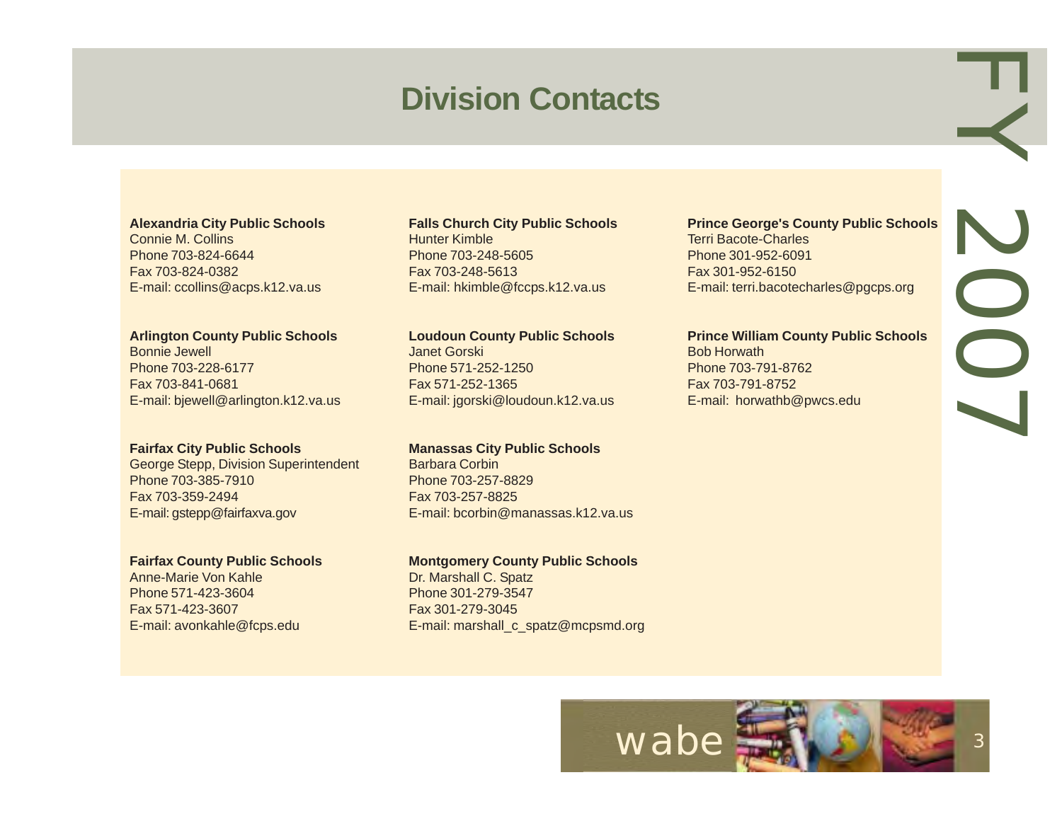# Division Contacts

**Alexandria City Public Schools**
Connie M. Collins
Phone 703-824-6644
Fax 703-824-0382
E-mail: ccollins@acps.k12.va.us

**Arlington County Public Schools**
Bonnie Jewell
Phone 703-228-6177
Fax 703-841-0681
E-mail: bjewell@arlington.k12.va.us

**Fairfax City Public Schools**
George Stepp, Division Superintendent
Phone 703-385-7910
Fax 703-359-2494
E-mail: gstepp@fairfaxva.gov

**Fairfax County Public Schools**
Anne-Marie Von Kahle
Phone 571-423-3604
Fax 571-423-3607
E-mail: avonkahle@fcps.edu

**Falls Church City Public Schools**
Hunter Kimble
Phone 703-248-5605
Fax 703-248-5613
E-mail: hkimble@fccps.k12.va.us

**Loudoun County Public Schools**
Janet Gorski
Phone 571-252-1250
Fax 571-252-1365
E-mail: jgorski@loudoun.k12.va.us

**Manassas City Public Schools**
Barbara Corbin
Phone 703-257-8829
Fax 703-257-8825
E-mail: bcorbin@manassas.k12.va.us

**Montgomery County Public Schools**
Dr. Marshall C. Spatz
Phone 301-279-3547
Fax 301-279-3045
E-mail: marshall_c_spatz@mcpsmd.org

**Prince George's County Public Schools**
Terri Bacote-Charles
Phone 301-952-6091
Fax 301-952-6150
E-mail: terri.bacotecharles@pgcps.org

**Prince William County Public Schools**
Bob Horwath
Phone 703-791-8762
Fax 703-791-8752
E-mail: horwathb@pwcs.edu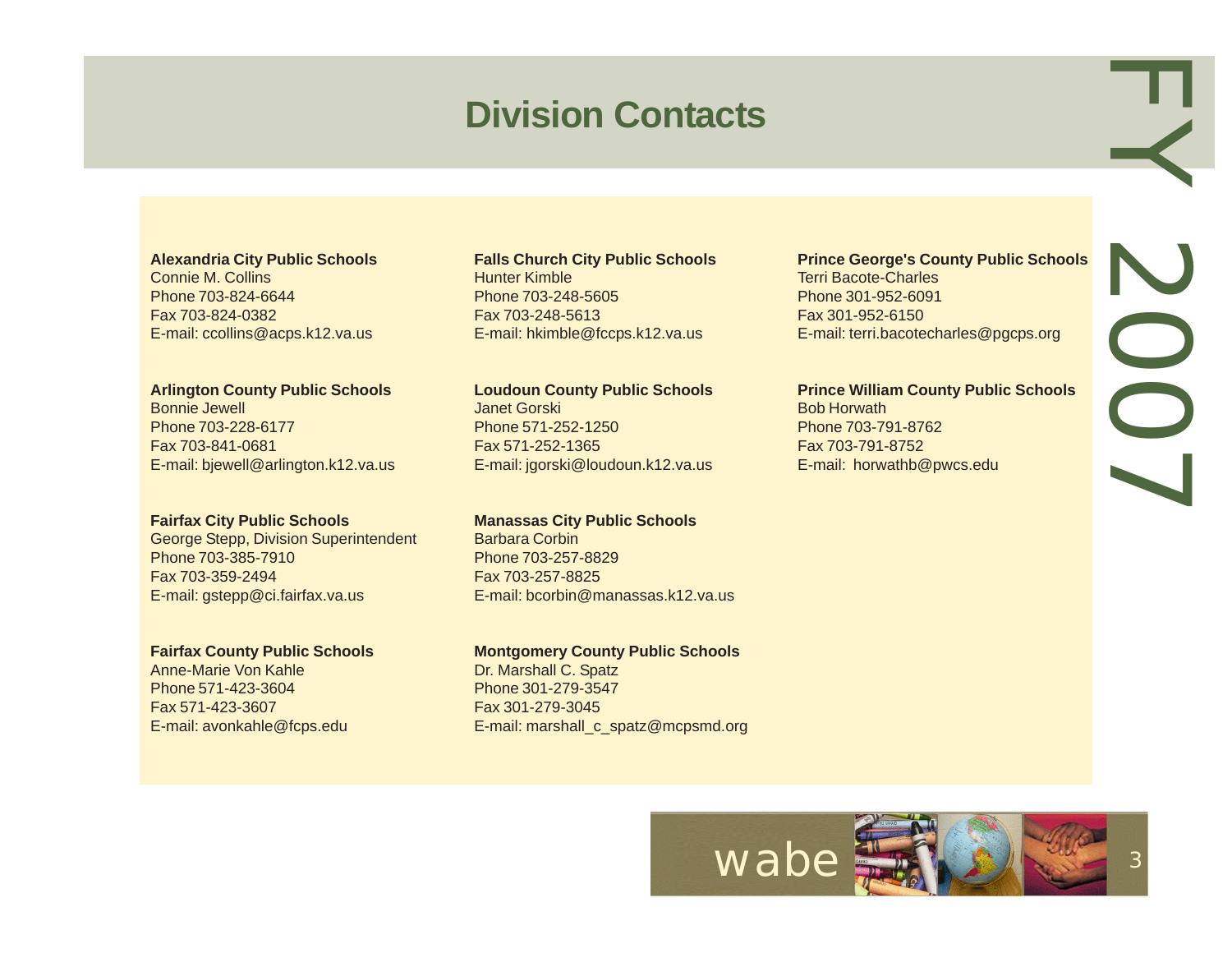# Division Contacts

**Alexandria City Public Schools**
Connie M. Collins
Phone 703-824-6644
Fax 703-824-0382
E-mail: ccollins@acps.k12.va.us

**Arlington County Public Schools**
Bonnie Jewell
Phone 703-228-6177
Fax 703-841-0681
E-mail: bjewell@arlington.k12.va.us

**Fairfax City Public Schools**
George Stepp, Division Superintendent
Phone 703-385-7910
Fax 703-359-2494
E-mail: gstepp@ci.fairfax.va.us

**Fairfax County Public Schools**
Anne-Marie Von Kahle
Phone 571-423-3604
Fax 571-423-3607
E-mail: avonkahle@fcps.edu

**Falls Church City Public Schools**
Hunter Kimble
Phone 703-248-5605
Fax 703-248-5613
E-mail: hkimble@fccps.k12.va.us

**Loudoun County Public Schools**
Janet Gorski
Phone 571-252-1250
Fax 571-252-1365
E-mail: jgorski@loudoun.k12.va.us

**Manassas City Public Schools**
Barbara Corbin
Phone 703-257-8829
Fax 703-257-8825
E-mail: bcorbin@manassas.k12.va.us

**Montgomery County Public Schools**
Dr. Marshall C. Spatz
Phone 301-279-3547
Fax 301-279-3045
E-mail: marshall_c_spatz@mcpsmd.org

**Prince George's County Public Schools**
Terri Bacote-Charles
Phone 301-952-6091
Fax 301-952-6150
E-mail: terri.bacotecharles@pgcps.org

**Prince William County Public Schools**
Bob Horwath
Phone 703-791-8762
Fax 703-791-8752
E-mail: horwathb@pwcs.edu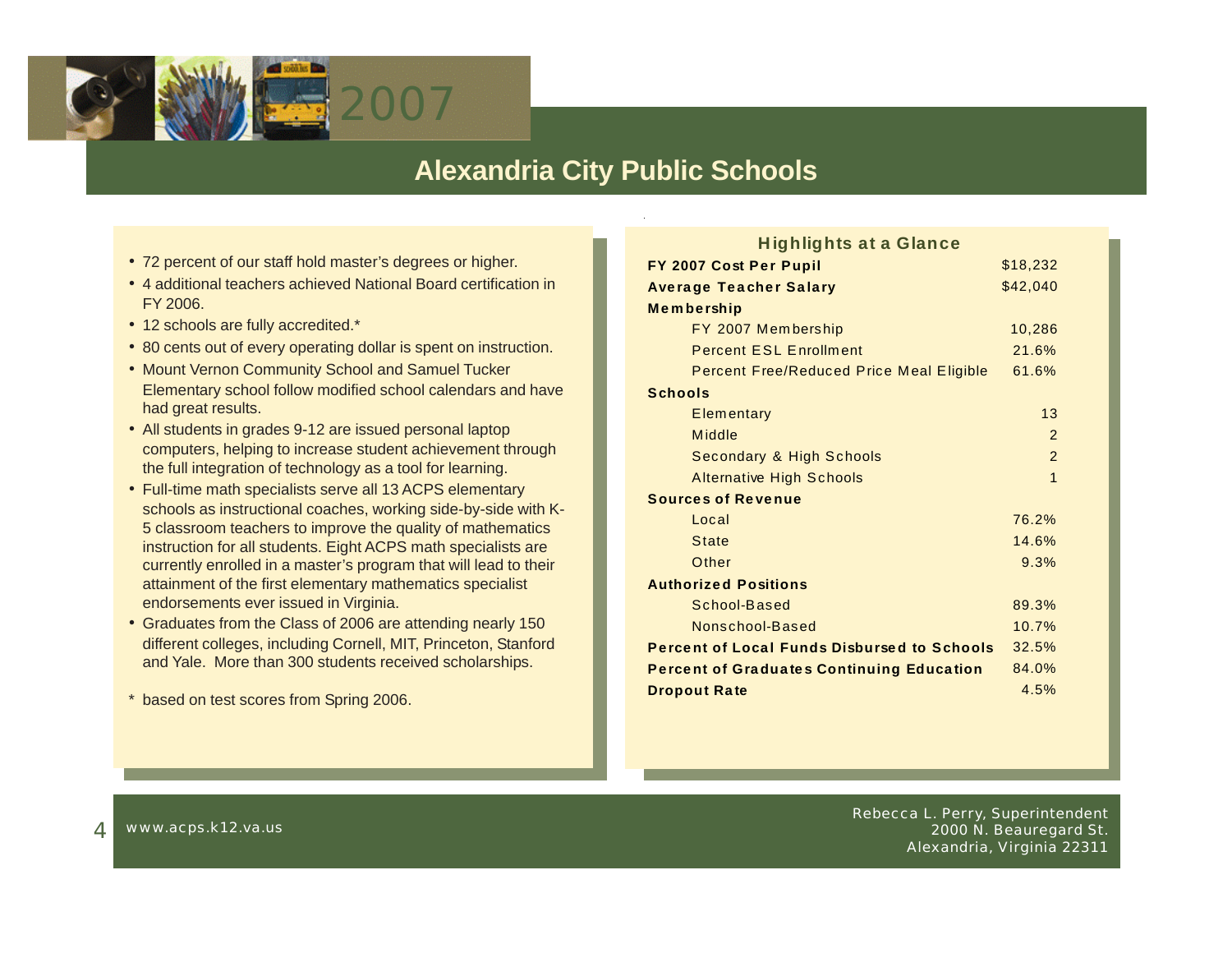# 2007

## Alexandria City Public Schools

- 72 percent of our staff hold master's degrees or higher.
- 4 additional teachers achieved National Board certification in FY 2006.
- 12 schools are fully accredited.*
- 80 cents out of every operating dollar is spent on instruction.
- Mount Vernon Community School and Samuel Tucker Elementary school follow modified school calendars and have had great results.
- All students in grades 9-12 are issued personal laptop computers, helping to increase student achievement through the full integration of technology as a tool for learning.
- Full-time math specialists serve all 13 ACPS elementary schools as instructional coaches, working side-by-side with K-5 classroom teachers to improve the quality of mathematics instruction for all students. Eight ACPS math specialists are currently enrolled in a master's program that will lead to their attainment of the first elementary mathematics specialist endorsements ever issued in Virginia.
- Graduates from the Class of 2006 are attending nearly 150 different colleges, including Cornell, MIT, Princeton, Stanford and Yale. More than 300 students received scholarships.

\* based on test scores from Spring 2006.

### Highlights at a Glance

| | |
|---|---|
| **FY 2007 Cost Per Pupil** | $18,232 |
| **Average Teacher Salary** | $42,040 |
| **Membership** | |
| FY 2007 Membership | 10,286 |
| Percent ESL Enrollment | 21.6% |
| Percent Free/Reduced Price Meal Eligible | 61.6% |
| **Schools** | |
| Elementary | 13 |
| Middle | 2 |
| Secondary & High Schools | 2 |
| Alternative High Schools | 1 |
| **Sources of Revenue** | |
| Local | 76.2% |
| State | 14.6% |
| Other | 9.3% |
| **Authorized Positions** | |
| School-Based | 89.3% |
| Nonschool-Based | 10.7% |
| **Percent of Local Funds Disbursed to Schools** | 32.5% |
| **Percent of Graduates Continuing Education** | 84.0% |
| **Dropout Rate** | 4.5% |

www.acps.k12.va.us

Rebecca L. Perry, Superintendent
2000 N. Beauregard St.
Alexandria, Virginia 22311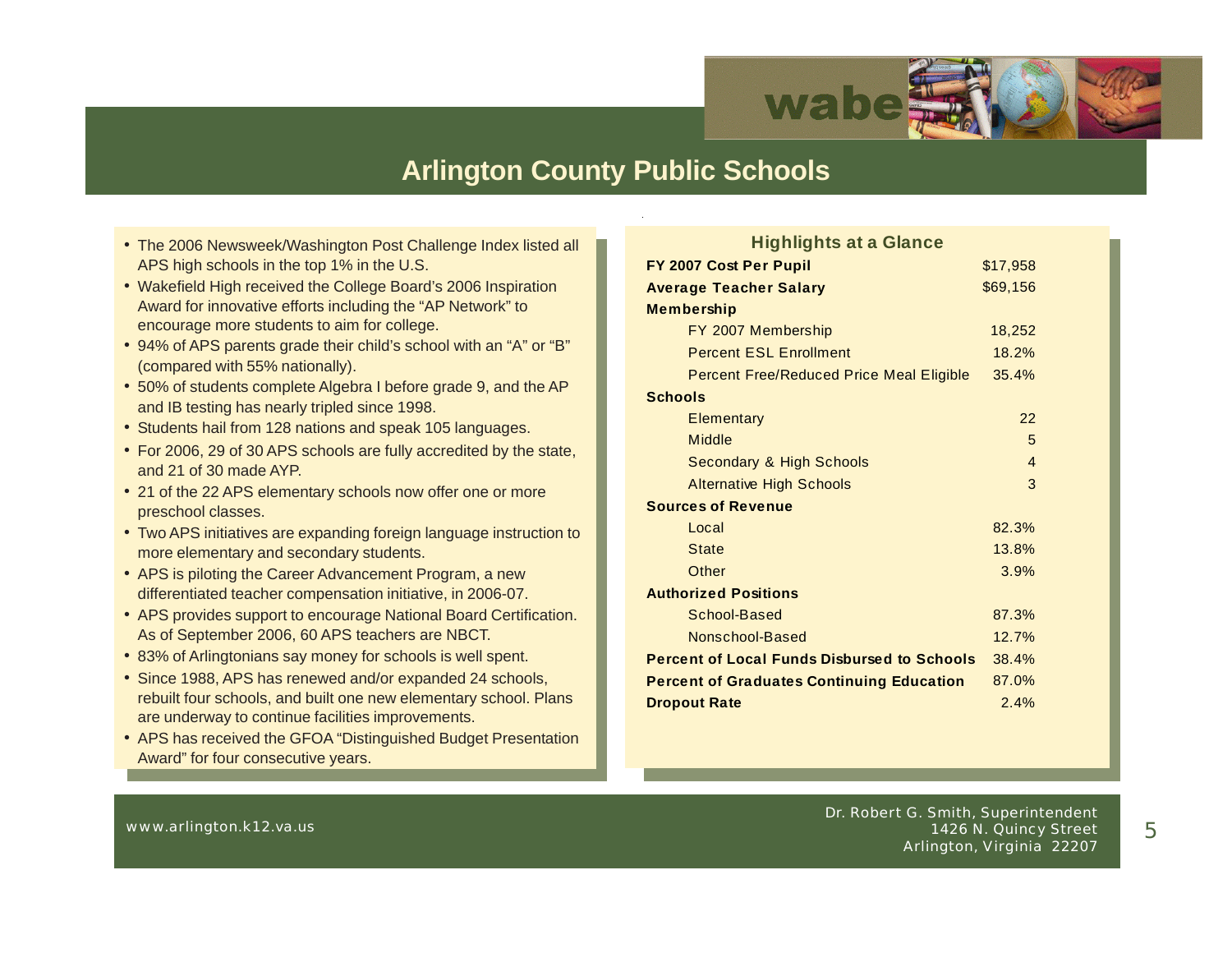# Arlington County Public Schools

- The 2006 Newsweek/Washington Post Challenge Index listed all APS high schools in the top 1% in the U.S.
- Wakefield High received the College Board's 2006 Inspiration Award for innovative efforts including the "AP Network" to encourage more students to aim for college.
- 94% of APS parents grade their child's school with an "A" or "B" (compared with 55% nationally).
- 50% of students complete Algebra I before grade 9, and the AP and IB testing has nearly tripled since 1998.
- Students hail from 128 nations and speak 105 languages.
- For 2006, 29 of 30 APS schools are fully accredited by the state, and 21 of 30 made AYP.
- 21 of the 22 APS elementary schools now offer one or more preschool classes.
- Two APS initiatives are expanding foreign language instruction to more elementary and secondary students.
- APS is piloting the Career Advancement Program, a new differentiated teacher compensation initiative, in 2006-07.
- APS provides support to encourage National Board Certification. As of September 2006, 60 APS teachers are NBCT.
- 83% of Arlingtonians say money for schools is well spent.
- Since 1988, APS has renewed and/or expanded 24 schools, rebuilt four schools, and built one new elementary school. Plans are underway to continue facilities improvements.
- APS has received the GFOA "Distinguished Budget Presentation Award" for four consecutive years.

## Highlights at a Glance

| | |
|---|---|
| **FY 2007 Cost Per Pupil** | $17,958 |
| **Average Teacher Salary** | $69,156 |
| **Membership** | |
| FY 2007 Membership | 18,252 |
| Percent ESL Enrollment | 18.2% |
| Percent Free/Reduced Price Meal Eligible | 35.4% |
| **Schools** | |
| Elementary | 22 |
| Middle | 5 |
| Secondary & High Schools | 4 |
| Alternative High Schools | 3 |
| **Sources of Revenue** | |
| Local | 82.3% |
| State | 13.8% |
| Other | 3.9% |
| **Authorized Positions** | |
| School-Based | 87.3% |
| Nonschool-Based | 12.7% |
| **Percent of Local Funds Disbursed to Schools** | 38.4% |
| **Percent of Graduates Continuing Education** | 87.0% |
| **Dropout Rate** | 2.4% |

www.arlington.k12.va.us

Dr. Robert G. Smith, Superintendent
1426 N. Quincy Street
Arlington, Virginia 22207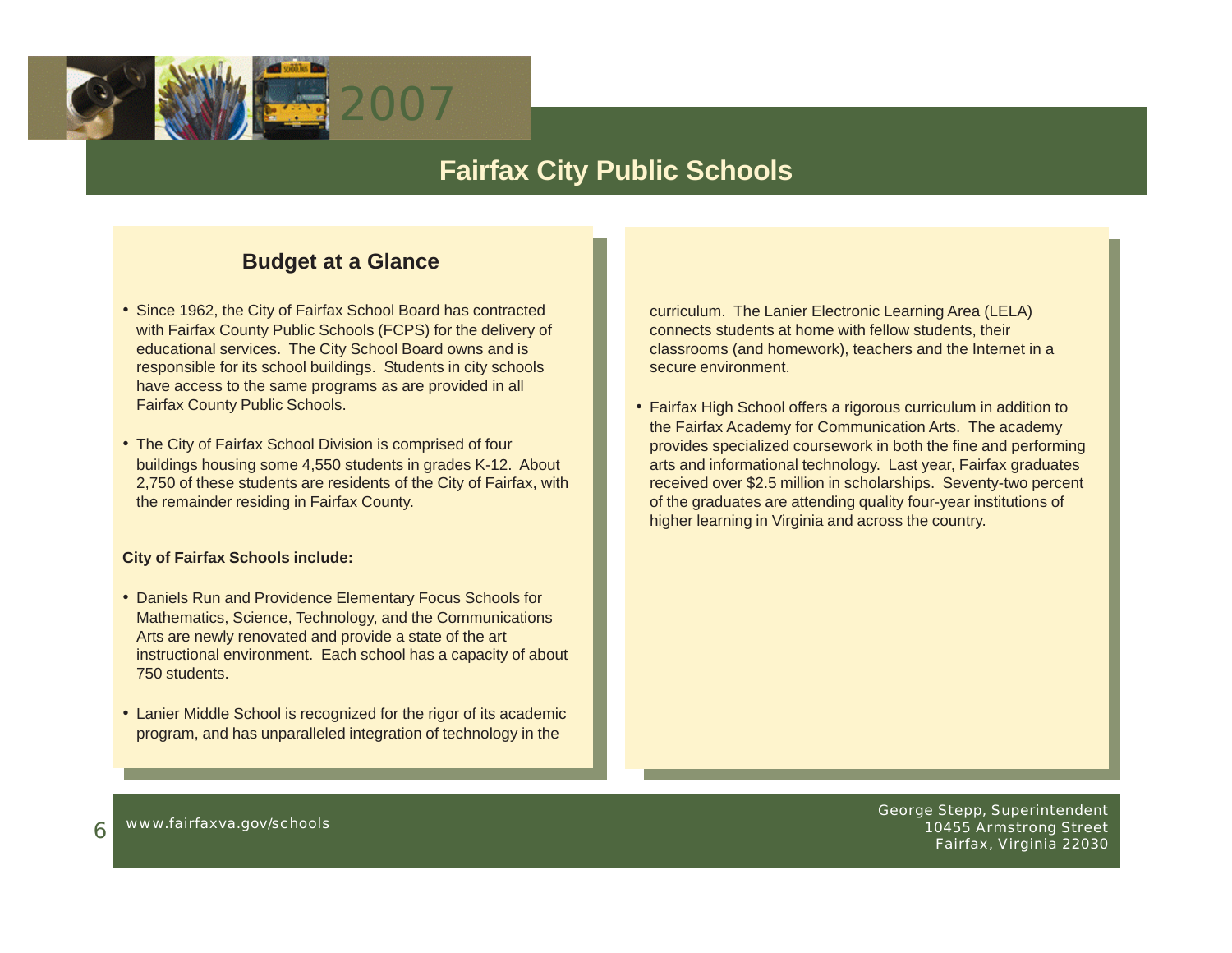# Fairfax City Public Schools

## Budget at a Glance

- Since 1962, the City of Fairfax School Board has contracted with Fairfax County Public Schools (FCPS) for the delivery of educational services. The City School Board owns and is responsible for its school buildings. Students in city schools have access to the same programs as are provided in all Fairfax County Public Schools.

- The City of Fairfax School Division is comprised of four buildings housing some 4,550 students in grades K-12. About 2,750 of these students are residents of the City of Fairfax, with the remainder residing in Fairfax County.

**City of Fairfax Schools include:**

- Daniels Run and Providence Elementary Focus Schools for Mathematics, Science, Technology, and the Communications Arts are newly renovated and provide a state of the art instructional environment. Each school has a capacity of about 750 students.

- Lanier Middle School is recognized for the rigor of its academic program, and has unparalleled integration of technology in the curriculum. The Lanier Electronic Learning Area (LELA) connects students at home with fellow students, their classrooms (and homework), teachers and the Internet in a secure environment.

- Fairfax High School offers a rigorous curriculum in addition to the Fairfax Academy for Communication Arts. The academy provides specialized coursework in both the fine and performing arts and informational technology. Last year, Fairfax graduates received over $2.5 million in scholarships. Seventy-two percent of the graduates are attending quality four-year institutions of higher learning in Virginia and across the country.

www.fairfaxva.gov/schools

George Stepp, Superintendent
10455 Armstrong Street
Fairfax, Virginia 22030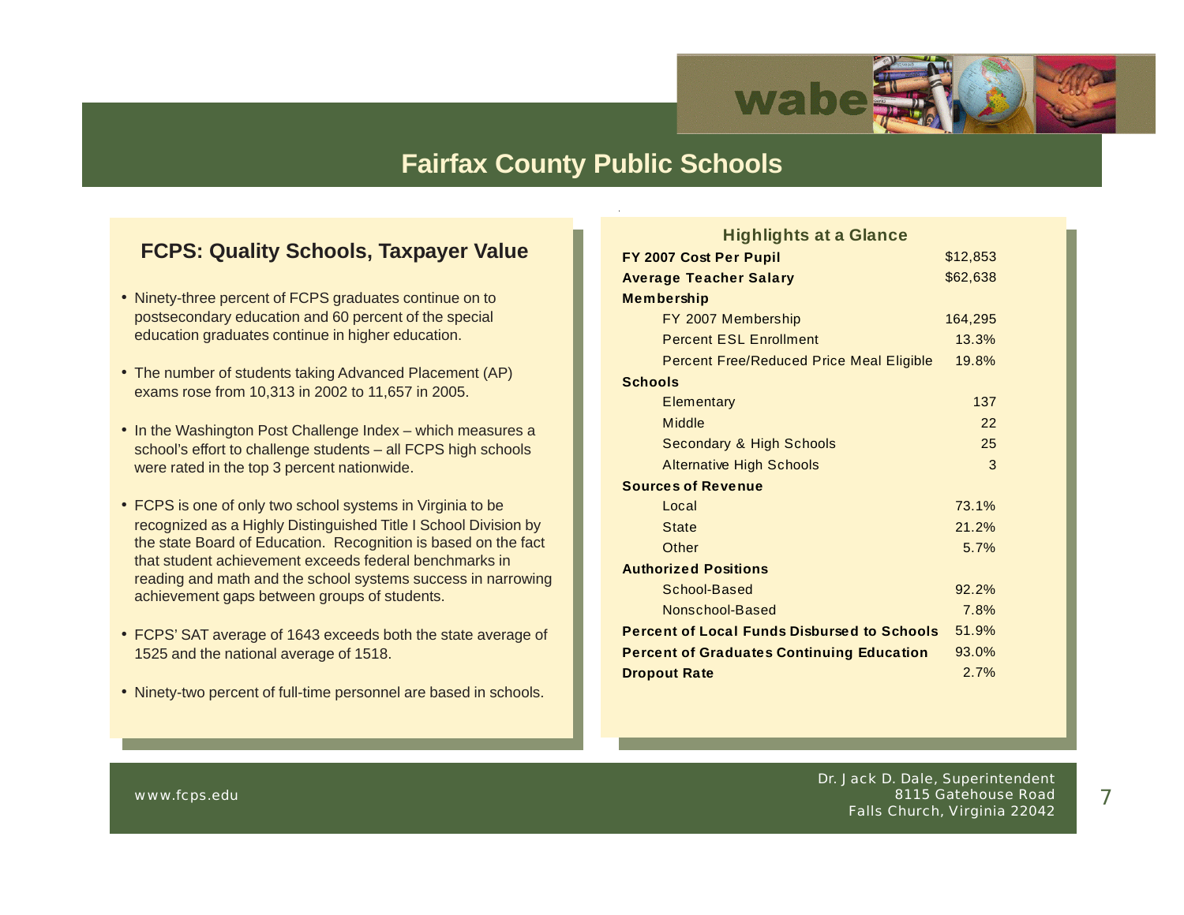# Fairfax County Public Schools

## FCPS: Quality Schools, Taxpayer Value

- Ninety-three percent of FCPS graduates continue on to postsecondary education and 60 percent of the special education graduates continue in higher education.
- The number of students taking Advanced Placement (AP) exams rose from 10,313 in 2002 to 11,657 in 2005.
- In the Washington Post Challenge Index – which measures a school's effort to challenge students – all FCPS high schools were rated in the top 3 percent nationwide.
- FCPS is one of only two school systems in Virginia to be recognized as a Highly Distinguished Title I School Division by the state Board of Education. Recognition is based on the fact that student achievement exceeds federal benchmarks in reading and math and the school systems success in narrowing achievement gaps between groups of students.
- FCPS' SAT average of 1643 exceeds both the state average of 1525 and the national average of 1518.
- Ninety-two percent of full-time personnel are based in schools.

## Highlights at a Glance

| | |
|---|---|
| **FY 2007 Cost Per Pupil** | $12,853 |
| **Average Teacher Salary** | $62,638 |
| **Membership** | |
| FY 2007 Membership | 164,295 |
| Percent ESL Enrollment | 13.3% |
| Percent Free/Reduced Price Meal Eligible | 19.8% |
| **Schools** | |
| Elementary | 137 |
| Middle | 22 |
| Secondary & High Schools | 25 |
| Alternative High Schools | 3 |
| **Sources of Revenue** | |
| Local | 73.1% |
| State | 21.2% |
| Other | 5.7% |
| **Authorized Positions** | |
| School-Based | 92.2% |
| Nonschool-Based | 7.8% |
| **Percent of Local Funds Disbursed to Schools** | 51.9% |
| **Percent of Graduates Continuing Education** | 93.0% |
| **Dropout Rate** | 2.7% |

www.fcps.edu

Dr. Jack D. Dale, Superintendent
8115 Gatehouse Road
Falls Church, Virginia 22042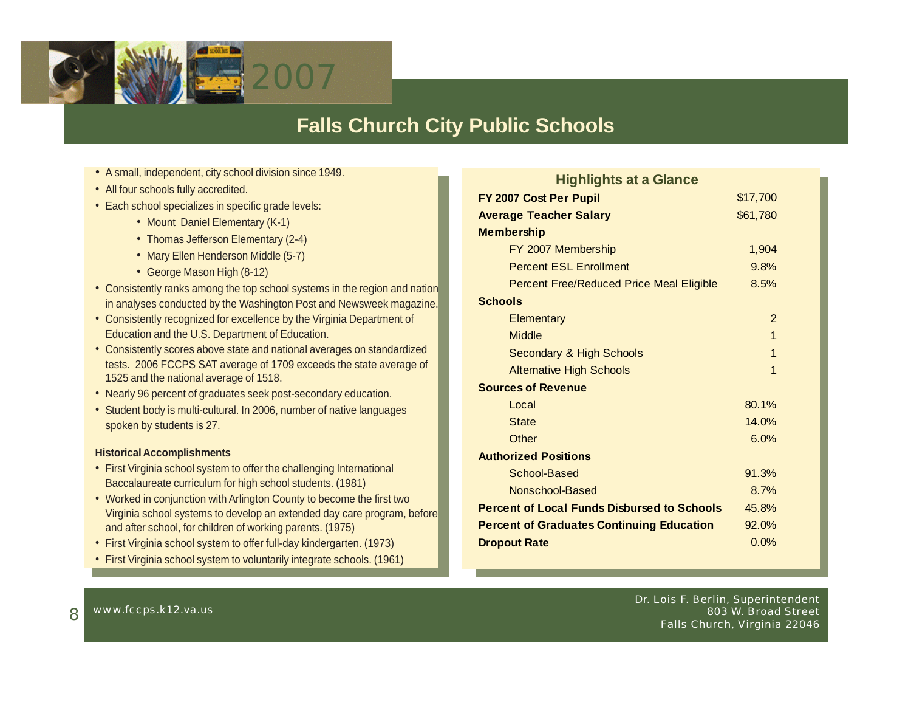# Falls Church City Public Schools

- A small, independent, city school division since 1949.
- All four schools fully accredited.
- Each school specializes in specific grade levels:
  - Mount Daniel Elementary (K-1)
  - Thomas Jefferson Elementary (2-4)
  - Mary Ellen Henderson Middle (5-7)
  - George Mason High (8-12)
- Consistently ranks among the top school systems in the region and nation in analyses conducted by the Washington Post and Newsweek magazine.
- Consistently recognized for excellence by the Virginia Department of Education and the U.S. Department of Education.
- Consistently scores above state and national averages on standardized tests. 2006 FCCPS SAT average of 1709 exceeds the state average of 1525 and the national average of 1518.
- Nearly 96 percent of graduates seek post-secondary education.
- Student body is multi-cultural. In 2006, number of native languages spoken by students is 27.

**Historical Accomplishments**

- First Virginia school system to offer the challenging International Baccalaureate curriculum for high school students. (1981)
- Worked in conjunction with Arlington County to become the first two Virginia school systems to develop an extended day care program, before and after school, for children of working parents. (1975)
- First Virginia school system to offer full-day kindergarten. (1973)
- First Virginia school system to voluntarily integrate schools. (1961)

## Highlights at a Glance

| | |
|---|---|
| **FY 2007 Cost Per Pupil** | $17,700 |
| **Average Teacher Salary** | $61,780 |
| **Membership** | |
| FY 2007 Membership | 1,904 |
| Percent ESL Enrollment | 9.8% |
| Percent Free/Reduced Price Meal Eligible | 8.5% |
| **Schools** | |
| Elementary | 2 |
| Middle | 1 |
| Secondary & High Schools | 1 |
| Alternative High Schools | 1 |
| **Sources of Revenue** | |
| Local | 80.1% |
| State | 14.0% |
| Other | 6.0% |
| **Authorized Positions** | |
| School-Based | 91.3% |
| Nonschool-Based | 8.7% |
| **Percent of Local Funds Disbursed to Schools** | 45.8% |
| **Percent of Graduates Continuing Education** | 92.0% |
| **Dropout Rate** | 0.0% |

www.fccps.k12.va.us

Dr. Lois F. Berlin, Superintendent
803 W. Broad Street
Falls Church, Virginia 22046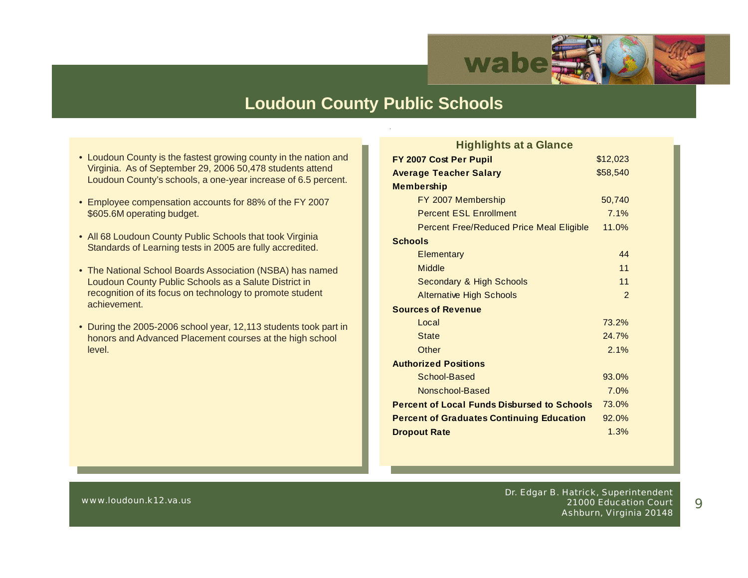# Loudoun County Public Schools

- Loudoun County is the fastest growing county in the nation and Virginia. As of September 29, 2006 50,478 students attend Loudoun County's schools, a one-year increase of 6.5 percent.
- Employee compensation accounts for 88% of the FY 2007 $605.6M operating budget.
- All 68 Loudoun County Public Schools that took Virginia Standards of Learning tests in 2005 are fully accredited.
- The National School Boards Association (NSBA) has named Loudoun County Public Schools as a Salute District in recognition of its focus on technology to promote student achievement.
- During the 2005-2006 school year, 12,113 students took part in honors and Advanced Placement courses at the high school level.

## Highlights at a Glance

| | |
|---|---|
| **FY 2007 Cost Per Pupil** | $12,023 |
| **Average Teacher Salary** | $58,540 |
| **Membership** | |
| FY 2007 Membership | 50,740 |
| Percent ESL Enrollment | 7.1% |
| Percent Free/Reduced Price Meal Eligible | 11.0% |
| **Schools** | |
| Elementary | 44 |
| Middle | 11 |
| Secondary & High Schools | 11 |
| Alternative High Schools | 2 |
| **Sources of Revenue** | |
| Local | 73.2% |
| State | 24.7% |
| Other | 2.1% |
| **Authorized Positions** | |
| School-Based | 93.0% |
| Nonschool-Based | 7.0% |
| **Percent of Local Funds Disbursed to Schools** | 73.0% |
| **Percent of Graduates Continuing Education** | 92.0% |
| **Dropout Rate** | 1.3% |

www.loudoun.k12.va.us

Dr. Edgar B. Hatrick, Superintendent
21000 Education Court
Ashburn, Virginia 20148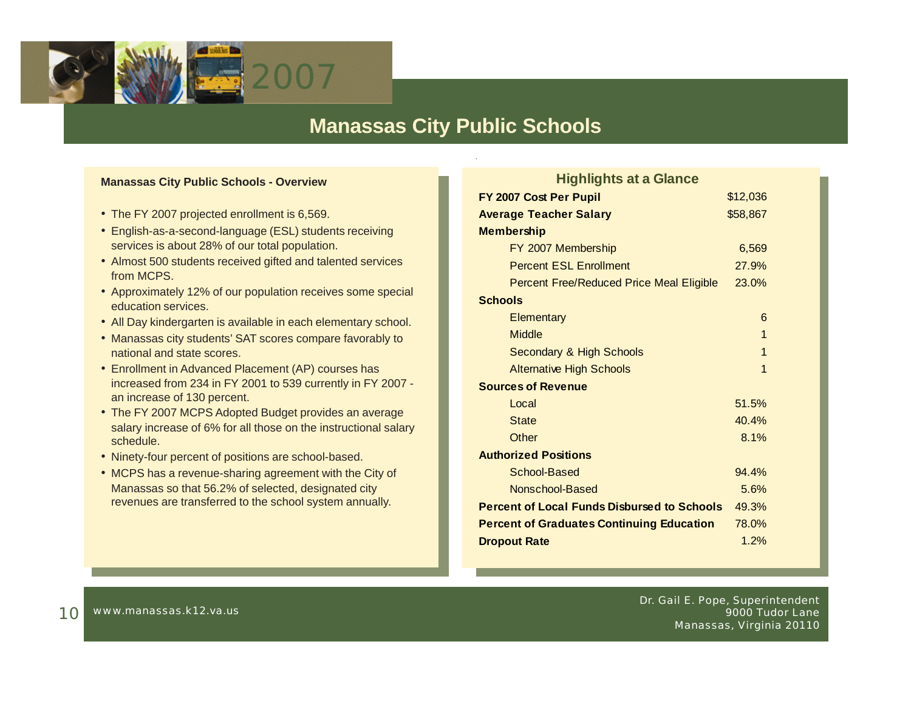# Manassas City Public Schools

### Manassas City Public Schools - Overview

- The FY 2007 projected enrollment is 6,569.
- English-as-a-second-language (ESL) students receiving services is about 28% of our total population.
- Almost 500 students received gifted and talented services from MCPS.
- Approximately 12% of our population receives some special education services.
- All Day kindergarten is available in each elementary school.
- Manassas city students' SAT scores compare favorably to national and state scores.
- Enrollment in Advanced Placement (AP) courses has increased from 234 in FY 2001 to 539 currently in FY 2007 - an increase of 130 percent.
- The FY 2007 MCPS Adopted Budget provides an average salary increase of 6% for all those on the instructional salary schedule.
- Ninety-four percent of positions are school-based.
- MCPS has a revenue-sharing agreement with the City of Manassas so that 56.2% of selected, designated city revenues are transferred to the school system annually.

### Highlights at a Glance

| | |
|---|---|
| **FY 2007 Cost Per Pupil** | $12,036 |
| **Average Teacher Salary** | $58,867 |
| **Membership** | |
| FY 2007 Membership | 6,569 |
| Percent ESL Enrollment | 27.9% |
| Percent Free/Reduced Price Meal Eligible | 23.0% |
| **Schools** | |
| Elementary | 6 |
| Middle | 1 |
| Secondary & High Schools | 1 |
| Alternative High Schools | 1 |
| **Sources of Revenue** | |
| Local | 51.5% |
| State | 40.4% |
| Other | 8.1% |
| **Authorized Positions** | |
| School-Based | 94.4% |
| Nonschool-Based | 5.6% |
| **Percent of Local Funds Disbursed to Schools** | 49.3% |
| **Percent of Graduates Continuing Education** | 78.0% |
| **Dropout Rate** | 1.2% |

www.manassas.k12.va.us

Dr. Gail E. Pope, Superintendent
9000 Tudor Lane
Manassas, Virginia 20110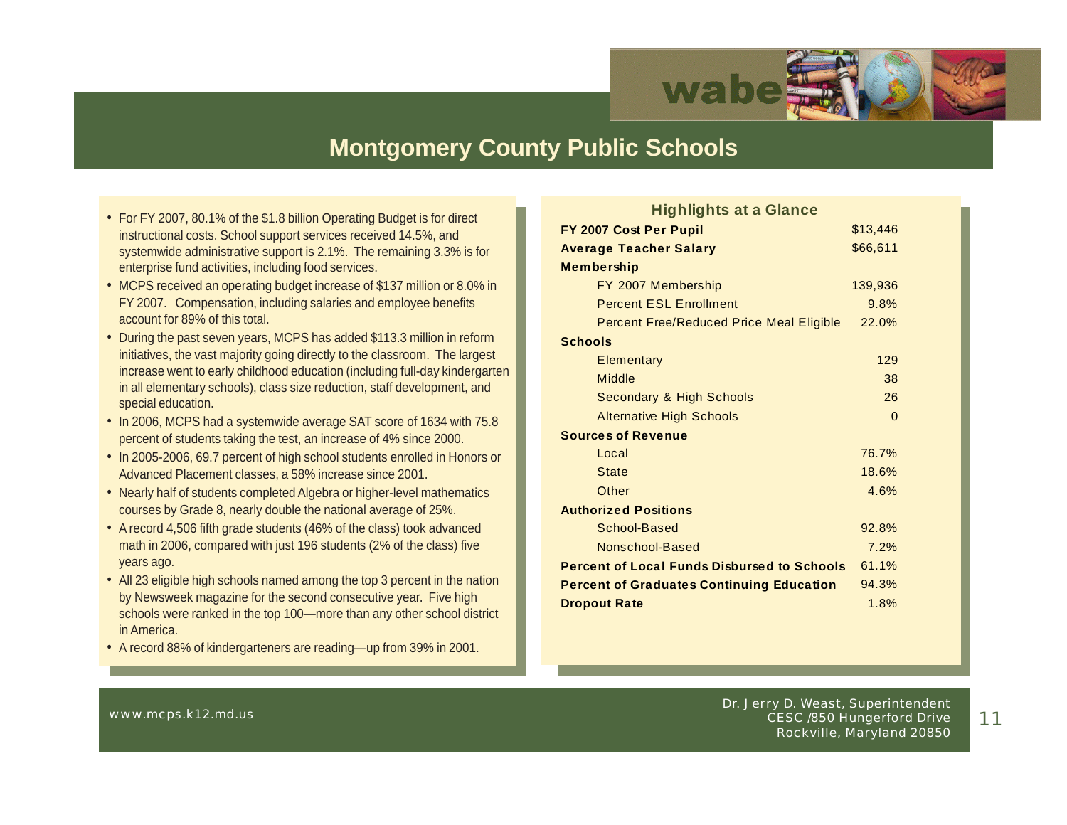# Montgomery County Public Schools

- For FY 2007, 80.1% of the $1.8 billion Operating Budget is for direct instructional costs. School support services received 14.5%, and systemwide administrative support is 2.1%. The remaining 3.3% is for enterprise fund activities, including food services.
- MCPS received an operating budget increase of $137 million or 8.0% in FY 2007. Compensation, including salaries and employee benefits account for 89% of this total.
- During the past seven years, MCPS has added $113.3 million in reform initiatives, the vast majority going directly to the classroom. The largest increase went to early childhood education (including full-day kindergarten in all elementary schools), class size reduction, staff development, and special education.
- In 2006, MCPS had a systemwide average SAT score of 1634 with 75.8 percent of students taking the test, an increase of 4% since 2000.
- In 2005-2006, 69.7 percent of high school students enrolled in Honors or Advanced Placement classes, a 58% increase since 2001.
- Nearly half of students completed Algebra or higher-level mathematics courses by Grade 8, nearly double the national average of 25%.
- A record 4,506 fifth grade students (46% of the class) took advanced math in 2006, compared with just 196 students (2% of the class) five years ago.
- All 23 eligible high schools named among the top 3 percent in the nation by Newsweek magazine for the second consecutive year. Five high schools were ranked in the top 100—more than any other school district in America.
- A record 88% of kindergarteners are reading—up from 39% in 2001.

## Highlights at a Glance

| | |
|---|---|
| **FY 2007 Cost Per Pupil** | $13,446 |
| **Average Teacher Salary** | $66,611 |
| **Membership** | |
| FY 2007 Membership | 139,936 |
| Percent ESL Enrollment | 9.8% |
| Percent Free/Reduced Price Meal Eligible | 22.0% |
| **Schools** | |
| Elementary | 129 |
| Middle | 38 |
| Secondary & High Schools | 26 |
| Alternative High Schools | 0 |
| **Sources of Revenue** | |
| Local | 76.7% |
| State | 18.6% |
| Other | 4.6% |
| **Authorized Positions** | |
| School-Based | 92.8% |
| Nonschool-Based | 7.2% |
| **Percent of Local Funds Disbursed to Schools** | 61.1% |
| **Percent of Graduates Continuing Education** | 94.3% |
| **Dropout Rate** | 1.8% |

www.mcps.k12.md.us

Dr. Jerry D. Weast, Superintendent
CESC /850 Hungerford Drive
Rockville, Maryland 20850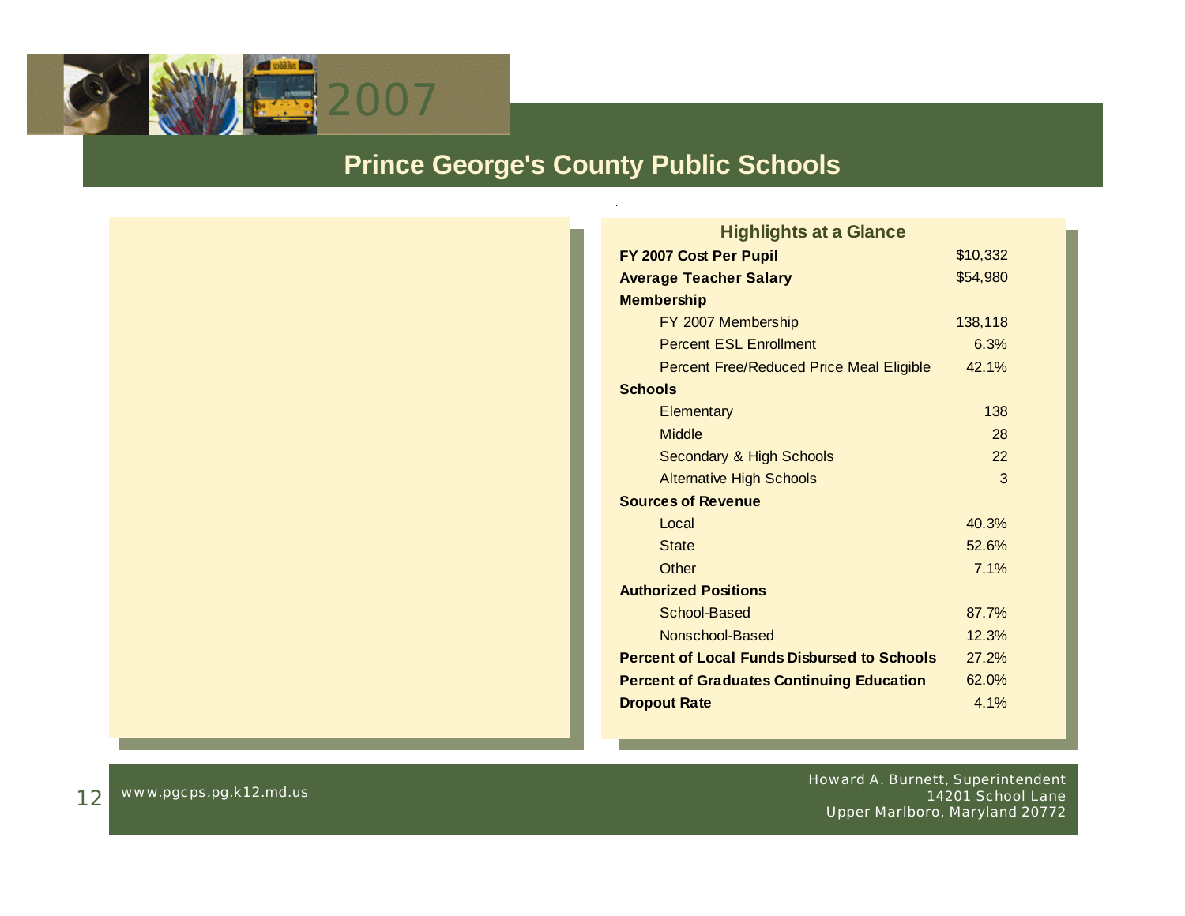2007

# Prince George's County Public Schools

## Highlights at a Glance

| | |
|---|---|
| **FY 2007 Cost Per Pupil** | $10,332 |
| **Average Teacher Salary** | $54,980 |
| **Membership** | |
| FY 2007 Membership | 138,118 |
| Percent ESL Enrollment | 6.3% |
| Percent Free/Reduced Price Meal Eligible | 42.1% |
| **Schools** | |
| Elementary | 138 |
| Middle | 28 |
| Secondary & High Schools | 22 |
| Alternative High Schools | 3 |
| **Sources of Revenue** | |
| Local | 40.3% |
| State | 52.6% |
| Other | 7.1% |
| **Authorized Positions** | |
| School-Based | 87.7% |
| Nonschool-Based | 12.3% |
| **Percent of Local Funds Disbursed to Schools** | 27.2% |
| **Percent of Graduates Continuing Education** | 62.0% |
| **Dropout Rate** | 4.1% |

www.pgcps.pg.k12.md.us

Howard A. Burnett, Superintendent
14201 School Lane
Upper Marlboro, Maryland 20772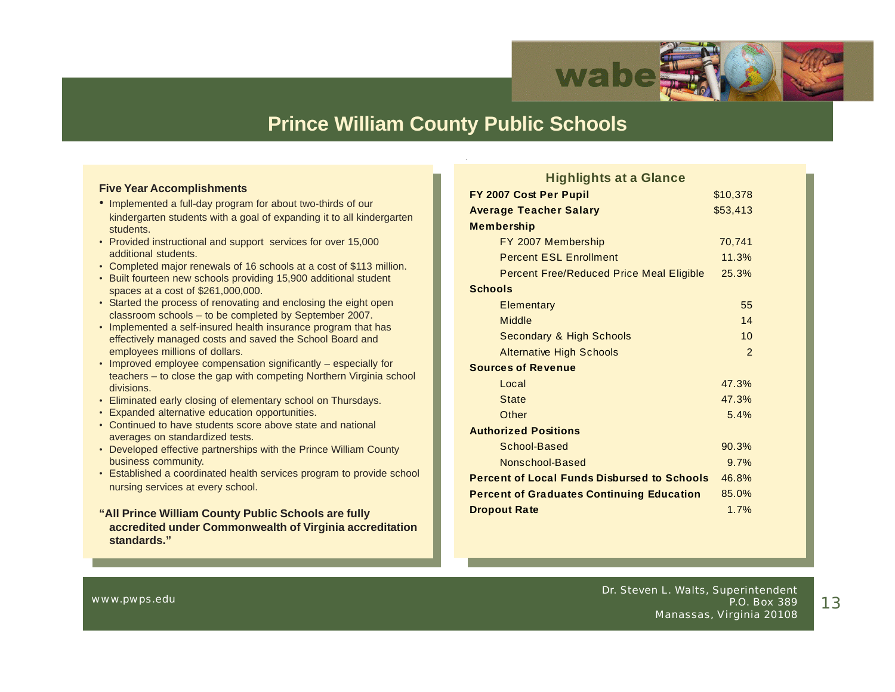# Prince William County Public Schools

### Five Year Accomplishments

- Implemented a full-day program for about two-thirds of our kindergarten students with a goal of expanding it to all kindergarten students.
- Provided instructional and support services for over 15,000 additional students.
- Completed major renewals of 16 schools at a cost of $113 million.
- Built fourteen new schools providing 15,900 additional student spaces at a cost of $261,000,000.
- Started the process of renovating and enclosing the eight open classroom schools – to be completed by September 2007.
- Implemented a self-insured health insurance program that has effectively managed costs and saved the School Board and employees millions of dollars.
- Improved employee compensation significantly – especially for teachers – to close the gap with competing Northern Virginia school divisions.
- Eliminated early closing of elementary school on Thursdays.
- Expanded alternative education opportunities.
- Continued to have students score above state and national averages on standardized tests.
- Developed effective partnerships with the Prince William County business community.
- Established a coordinated health services program to provide school nursing services at every school.

**"All Prince William County Public Schools are fully accredited under Commonwealth of Virginia accreditation standards."**

### Highlights at a Glance

| | |
|---|---|
| **FY 2007 Cost Per Pupil** | $10,378 |
| **Average Teacher Salary** | $53,413 |
| **Membership** | |
| FY 2007 Membership | 70,741 |
| Percent ESL Enrollment | 11.3% |
| Percent Free/Reduced Price Meal Eligible | 25.3% |
| **Schools** | |
| Elementary | 55 |
| Middle | 14 |
| Secondary & High Schools | 10 |
| Alternative High Schools | 2 |
| **Sources of Revenue** | |
| Local | 47.3% |
| State | 47.3% |
| Other | 5.4% |
| **Authorized Positions** | |
| School-Based | 90.3% |
| Nonschool-Based | 9.7% |
| **Percent of Local Funds Disbursed to Schools** | 46.8% |
| **Percent of Graduates Continuing Education** | 85.0% |
| **Dropout Rate** | 1.7% |

www.pwps.edu

Dr. Steven L. Walts, Superintendent
P.O. Box 389
Manassas, Virginia 20108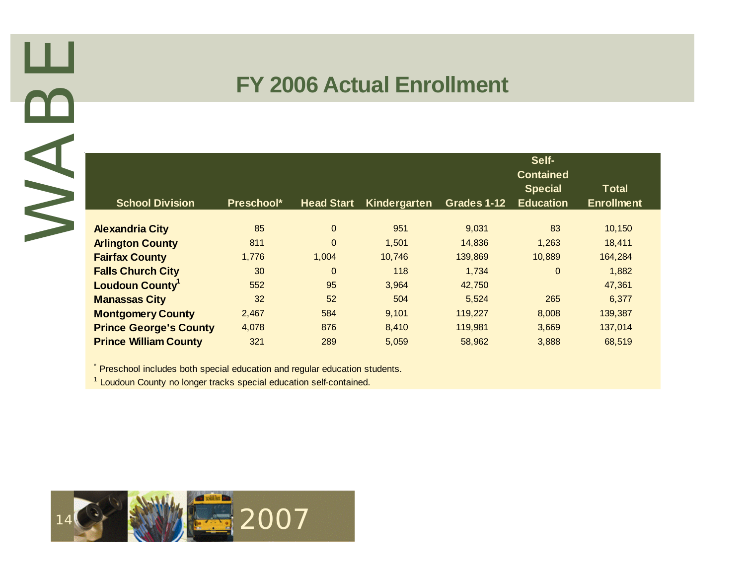# FY 2006 Actual Enrollment

| School Division | Preschool* | Head Start | Kindergarten | Grades 1-12 | Self-Contained Special Education | Total Enrollment |
|---|---|---|---|---|---|---|
| Alexandria City | 85 | 0 | 951 | 9,031 | 83 | 10,150 |
| Arlington County | 811 | 0 | 1,501 | 14,836 | 1,263 | 18,411 |
| Fairfax County | 1,776 | 1,004 | 10,746 | 139,869 | 10,889 | 164,284 |
| Falls Church City | 30 | 0 | 118 | 1,734 | 0 | 1,882 |
| Loudoun County[1] | 552 | 95 | 3,964 | 42,750 | | 47,361 |
| Manassas City | 32 | 52 | 504 | 5,524 | 265 | 6,377 |
| Montgomery County | 2,467 | 584 | 9,101 | 119,227 | 8,008 | 139,387 |
| Prince George's County | 4,078 | 876 | 8,410 | 119,981 | 3,669 | 137,014 |
| Prince William County | 321 | 289 | 5,059 | 58,962 | 3,888 | 68,519 |

\* Preschool includes both special education and regular education students.

[1] Loudoun County no longer tracks special education self-contained.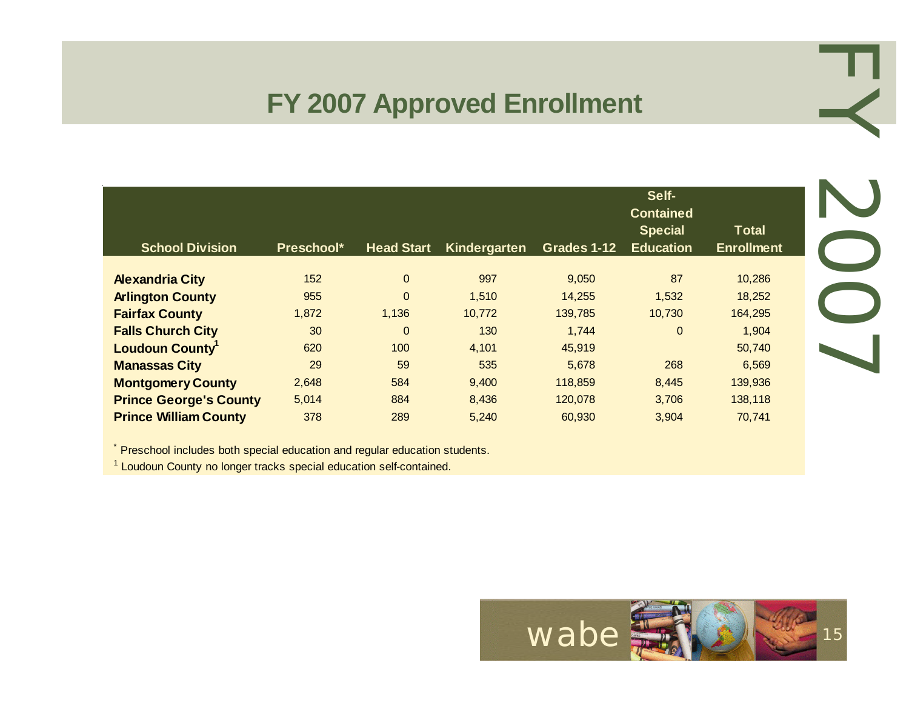# FY 2007 Approved Enrollment

| School Division | Preschool* | Head Start | Kindergarten | Grades 1-12 | Self-Contained Special Education | Total Enrollment |
|---|---|---|---|---|---|---|
| **Alexandria City** | 152 | 0 | 997 | 9,050 | 87 | 10,286 |
| **Arlington County** | 955 | 0 | 1,510 | 14,255 | 1,532 | 18,252 |
| **Fairfax County** | 1,872 | 1,136 | 10,772 | 139,785 | 10,730 | 164,295 |
| **Falls Church City** | 30 | 0 | 130 | 1,744 | 0 | 1,904 |
| **Loudoun County**[1] | 620 | 100 | 4,101 | 45,919 | | 50,740 |
| **Manassas City** | 29 | 59 | 535 | 5,678 | 268 | 6,569 |
| **Montgomery County** | 2,648 | 584 | 9,400 | 118,859 | 8,445 | 139,936 |
| **Prince George's County** | 5,014 | 884 | 8,436 | 120,078 | 3,706 | 138,118 |
| **Prince William County** | 378 | 289 | 5,240 | 60,930 | 3,904 | 70,741 |

* Preschool includes both special education and regular education students.

[1] Loudoun County no longer tracks special education self-contained.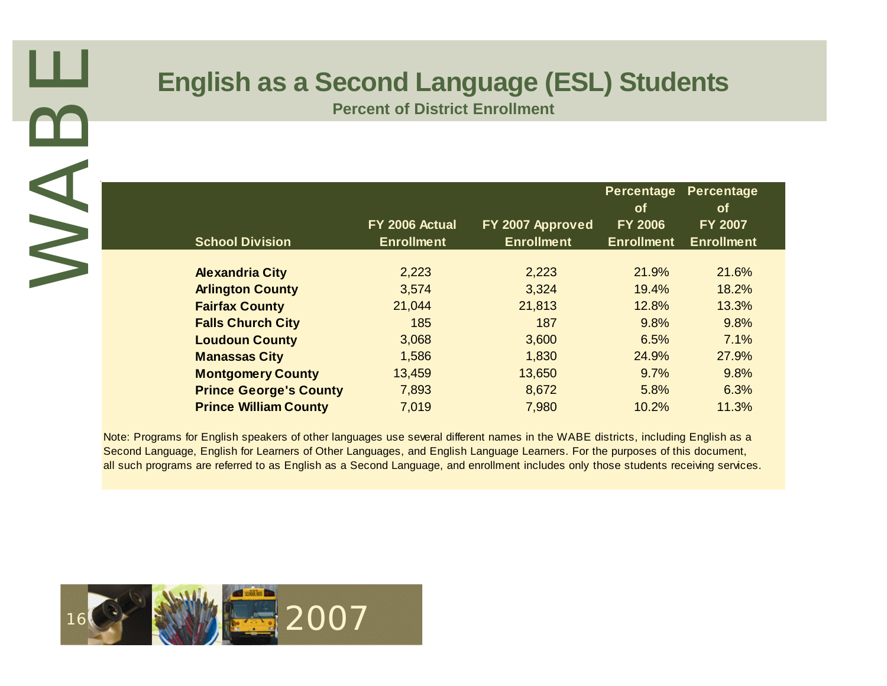# English as a Second Language (ESL) Students

**Percent of District Enrollment**

| School Division | FY 2006 Actual Enrollment | FY 2007 Approved Enrollment | Percentage of FY 2006 Enrollment | Percentage of FY 2007 Enrollment |
|---|---|---|---|---|
| **Alexandria City** | 2,223 | 2,223 | 21.9% | 21.6% |
| **Arlington County** | 3,574 | 3,324 | 19.4% | 18.2% |
| **Fairfax County** | 21,044 | 21,813 | 12.8% | 13.3% |
| **Falls Church City** | 185 | 187 | 9.8% | 9.8% |
| **Loudoun County** | 3,068 | 3,600 | 6.5% | 7.1% |
| **Manassas City** | 1,586 | 1,830 | 24.9% | 27.9% |
| **Montgomery County** | 13,459 | 13,650 | 9.7% | 9.8% |
| **Prince George's County** | 7,893 | 8,672 | 5.8% | 6.3% |
| **Prince William County** | 7,019 | 7,980 | 10.2% | 11.3% |

Note: Programs for English speakers of other languages use several different names in the WABE districts, including English as a Second Language, English for Learners of Other Languages, and English Language Learners. For the purposes of this document, all such programs are referred to as English as a Second Language, and enrollment includes only those students receiving services.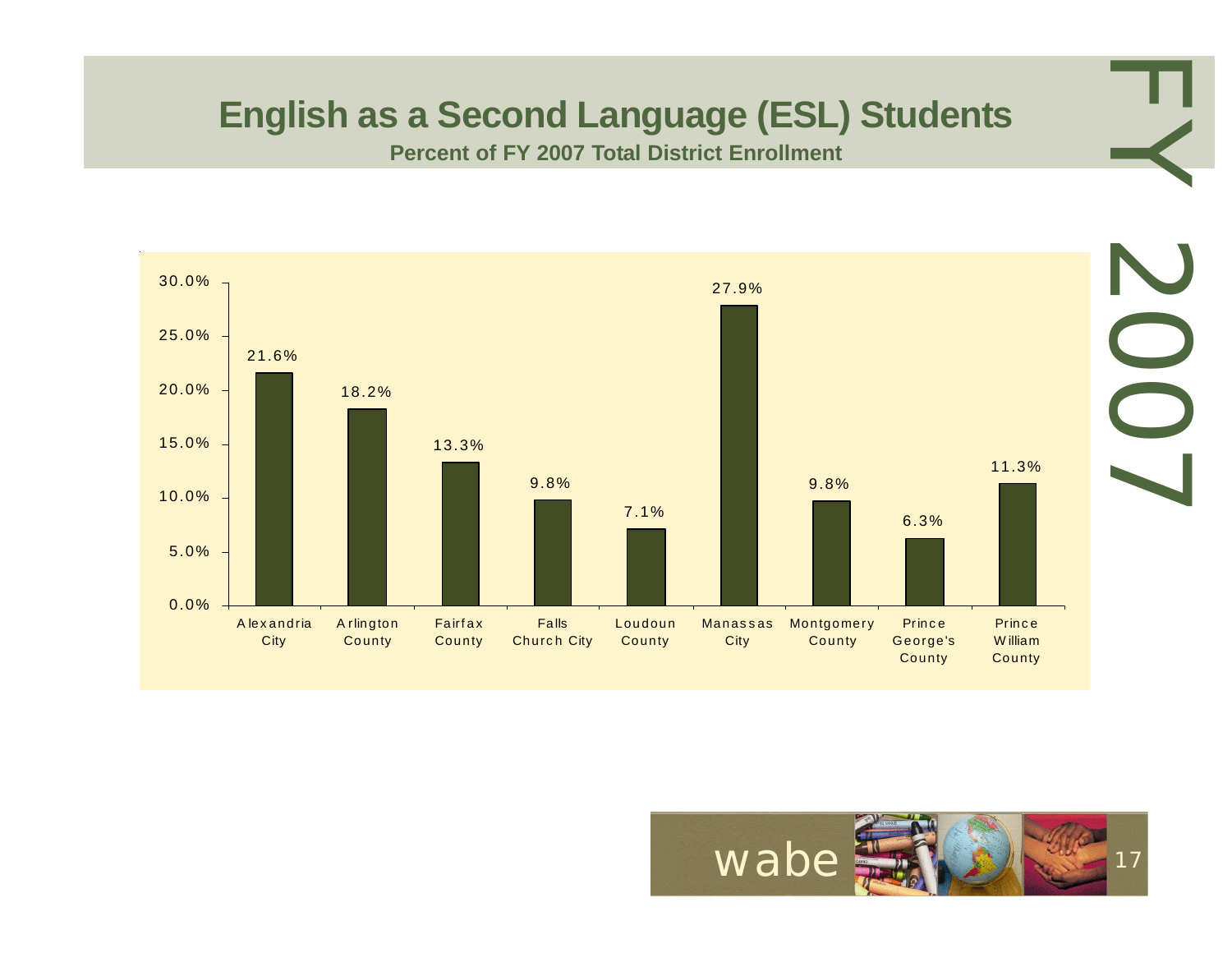# English as a Second Language (ESL) Students

**Percent of FY 2007 Total District Enrollment**

FY 2007

| District | Percent |
|---|---|
| Alexandria City | 21.6% |
| Arlington County | 18.2% |
| Fairfax County | 13.3% |
| Falls Church City | 9.8% |
| Loudoun County | 7.1% |
| Manassas City | 27.9% |
| Montgomery County | 9.8% |
| Prince George's County | 6.3% |
| Prince William County | 11.3% |

wabe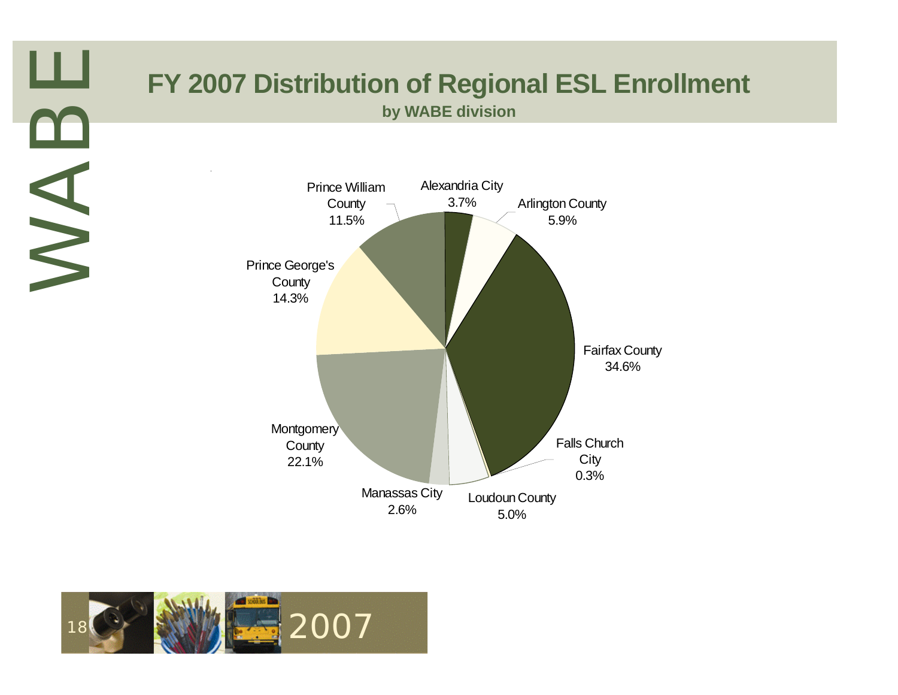# FY 2007 Distribution of Regional ESL Enrollment

**by WABE division**

| Division | Percent |
| --- | --- |
| Alexandria City | 3.7% |
| Arlington County | 5.9% |
| Fairfax County | 34.6% |
| Falls Church City | 0.3% |
| Loudoun County | 5.0% |
| Manassas City | 2.6% |
| Montgomery County | 22.1% |
| Prince George's County | 14.3% |
| Prince William County | 11.5% |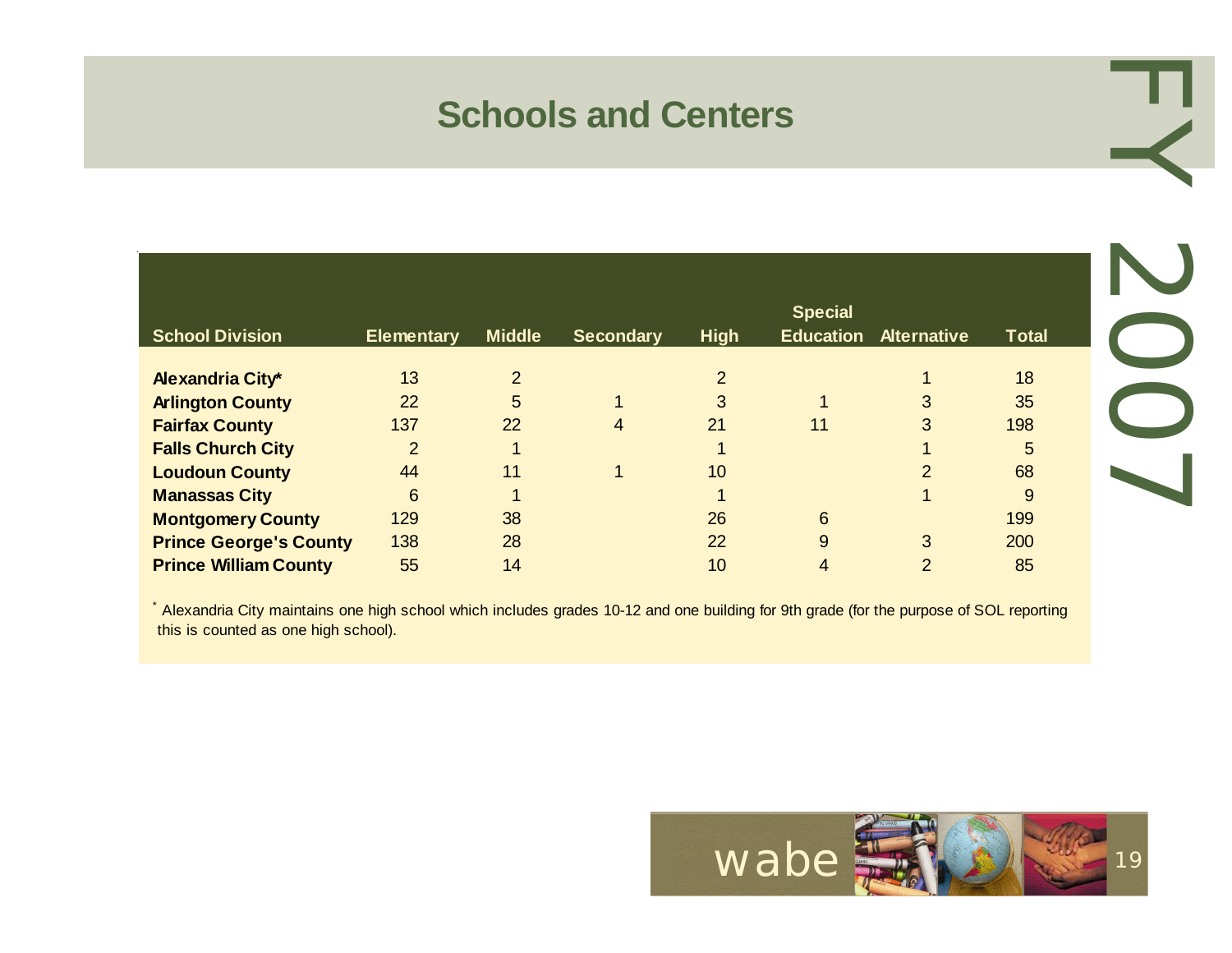# Schools and Centers

| School Division | Elementary | Middle | Secondary | High | Special Education | Alternative | Total |
|---|---|---|---|---|---|---|---|
| **Alexandria City*** | 13 | 2 | | 2 | | 1 | 18 |
| **Arlington County** | 22 | 5 | 1 | 3 | 1 | 3 | 35 |
| **Fairfax County** | 137 | 22 | 4 | 21 | 11 | 3 | 198 |
| **Falls Church City** | 2 | 1 | | 1 | | 1 | 5 |
| **Loudoun County** | 44 | 11 | 1 | 10 | | 2 | 68 |
| **Manassas City** | 6 | 1 | | 1 | | 1 | 9 |
| **Montgomery County** | 129 | 38 | | 26 | 6 | | 199 |
| **Prince George's County** | 138 | 28 | | 22 | 9 | 3 | 200 |
| **Prince William County** | 55 | 14 | | 10 | 4 | 2 | 85 |

* Alexandria City maintains one high school which includes grades 10-12 and one building for 9th grade (for the purpose of SOL reporting this is counted as one high school).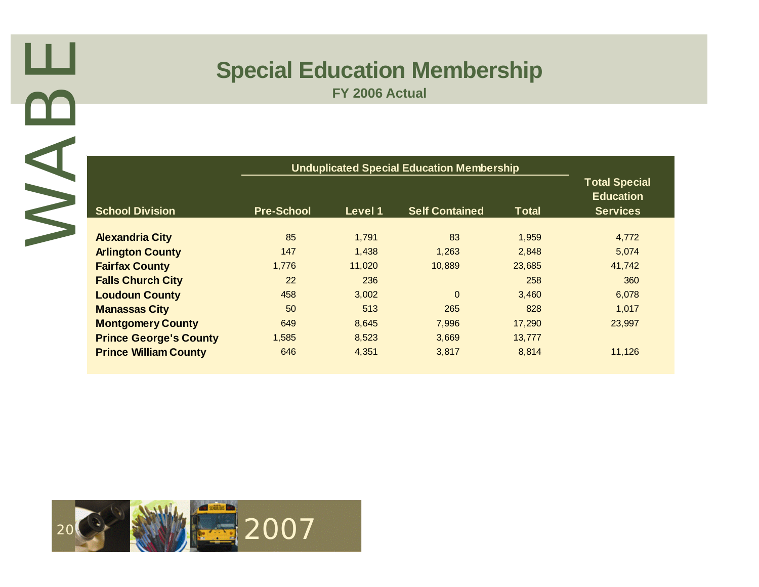# Special Education Membership

**FY 2006 Actual**

| School Division | Unduplicated Special Education Membership | | | | Total Special Education Services |
|---|---|---|---|---|---|
| | Pre-School | Level 1 | Self Contained | Total | |
| **Alexandria City** | 85 | 1,791 | 83 | 1,959 | 4,772 |
| **Arlington County** | 147 | 1,438 | 1,263 | 2,848 | 5,074 |
| **Fairfax County** | 1,776 | 11,020 | 10,889 | 23,685 | 41,742 |
| **Falls Church City** | 22 | 236 | | 258 | 360 |
| **Loudoun County** | 458 | 3,002 | 0 | 3,460 | 6,078 |
| **Manassas City** | 50 | 513 | 265 | 828 | 1,017 |
| **Montgomery County** | 649 | 8,645 | 7,996 | 17,290 | 23,997 |
| **Prince George's County** | 1,585 | 8,523 | 3,669 | 13,777 | |
| **Prince William County** | 646 | 4,351 | 3,817 | 8,814 | 11,126 |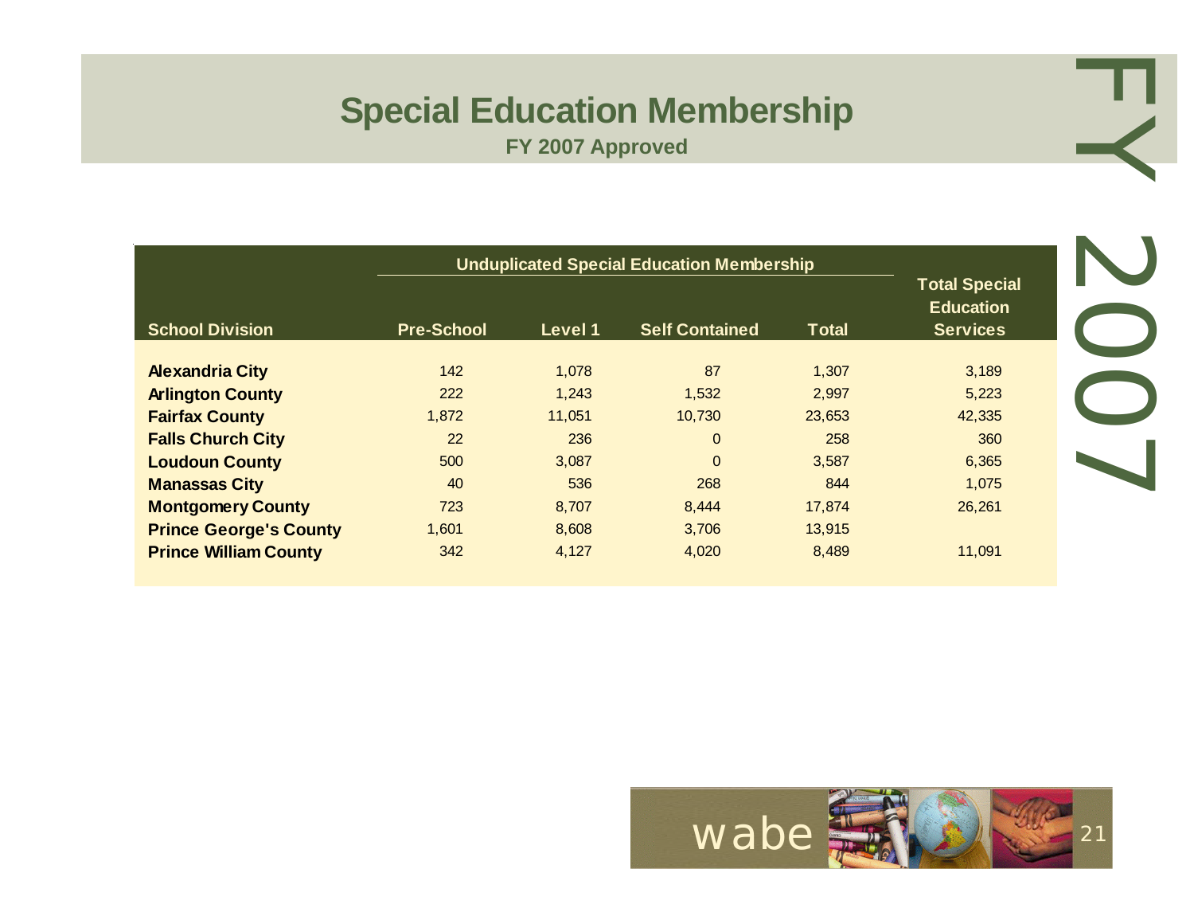# Special Education Membership

**FY 2007 Approved**

| School Division | Unduplicated Special Education Membership | | | | Total Special Education Services |
|---|---|---|---|---|---|
| | Pre-School | Level 1 | Self Contained | Total | |
| **Alexandria City** | 142 | 1,078 | 87 | 1,307 | 3,189 |
| **Arlington County** | 222 | 1,243 | 1,532 | 2,997 | 5,223 |
| **Fairfax County** | 1,872 | 11,051 | 10,730 | 23,653 | 42,335 |
| **Falls Church City** | 22 | 236 | 0 | 258 | 360 |
| **Loudoun County** | 500 | 3,087 | 0 | 3,587 | 6,365 |
| **Manassas City** | 40 | 536 | 268 | 844 | 1,075 |
| **Montgomery County** | 723 | 8,707 | 8,444 | 17,874 | 26,261 |
| **Prince George's County** | 1,601 | 8,608 | 3,706 | 13,915 | |
| **Prince William County** | 342 | 4,127 | 4,020 | 8,489 | 11,091 |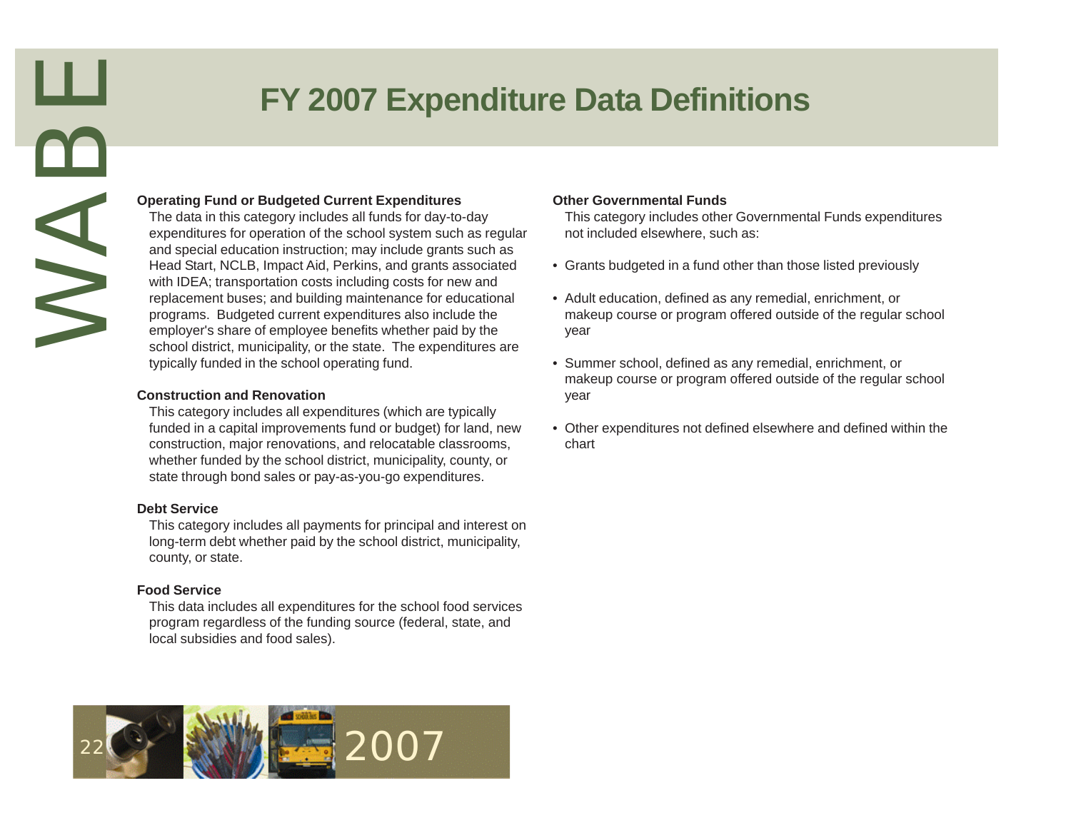# FY 2007 Expenditure Data Definitions

**Operating Fund or Budgeted Current Expenditures**

The data in this category includes all funds for day-to-day expenditures for operation of the school system such as regular and special education instruction; may include grants such as Head Start, NCLB, Impact Aid, Perkins, and grants associated with IDEA; transportation costs including costs for new and replacement buses; and building maintenance for educational programs. Budgeted current expenditures also include the employer's share of employee benefits whether paid by the school district, municipality, or the state. The expenditures are typically funded in the school operating fund.

**Construction and Renovation**

This category includes all expenditures (which are typically funded in a capital improvements fund or budget) for land, new construction, major renovations, and relocatable classrooms, whether funded by the school district, municipality, county, or state through bond sales or pay-as-you-go expenditures.

**Debt Service**

This category includes all payments for principal and interest on long-term debt whether paid by the school district, municipality, county, or state.

**Food Service**

This data includes all expenditures for the school food services program regardless of the funding source (federal, state, and local subsidies and food sales).

**Other Governmental Funds**

This category includes other Governmental Funds expenditures not included elsewhere, such as:

- Grants budgeted in a fund other than those listed previously
- Adult education, defined as any remedial, enrichment, or makeup course or program offered outside of the regular school year
- Summer school, defined as any remedial, enrichment, or makeup course or program offered outside of the regular school year
- Other expenditures not defined elsewhere and defined within the chart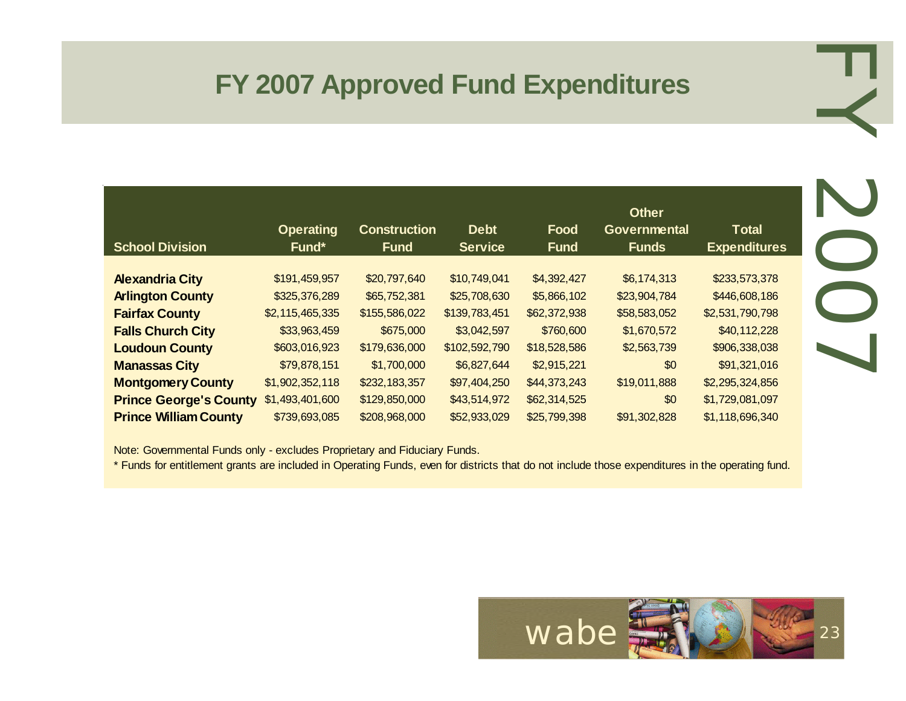# FY 2007 Approved Fund Expenditures

| School Division | Operating Fund* | Construction Fund | Debt Service | Food Fund | Other Governmental Funds | Total Expenditures |
|---|---|---|---|---|---|---|
| **Alexandria City** | $191,459,957 | $20,797,640 | $10,749,041 | $4,392,427 | $6,174,313 | $233,573,378 |
| **Arlington County** | $325,376,289 | $65,752,381 | $25,708,630 | $5,866,102 | $23,904,784 | $446,608,186 |
| **Fairfax County** | $2,115,465,335 | $155,586,022 | $139,783,451 | $62,372,938 | $58,583,052 | $2,531,790,798 |
| **Falls Church City** | $33,963,459 | $675,000 | $3,042,597 | $760,600 | $1,670,572 | $40,112,228 |
| **Loudoun County** | $603,016,923 | $179,636,000 | $102,592,790 | $18,528,586 | $2,563,739 | $906,338,038 |
| **Manassas City** | $79,878,151 | $1,700,000 | $6,827,644 | $2,915,221 | $0 | $91,321,016 |
| **Montgomery County** | $1,902,352,118 | $232,183,357 | $97,404,250 | $44,373,243 | $19,011,888 | $2,295,324,856 |
| **Prince George's County** | $1,493,401,600 | $129,850,000 | $43,514,972 | $62,314,525 | $0 | $1,729,081,097 |
| **Prince William County** | $739,693,085 | $208,968,000 | $52,933,029 | $25,799,398 | $91,302,828 | $1,118,696,340 |

Note: Governmental Funds only - excludes Proprietary and Fiduciary Funds.

* Funds for entitlement grants are included in Operating Funds, even for districts that do not include those expenditures in the operating fund.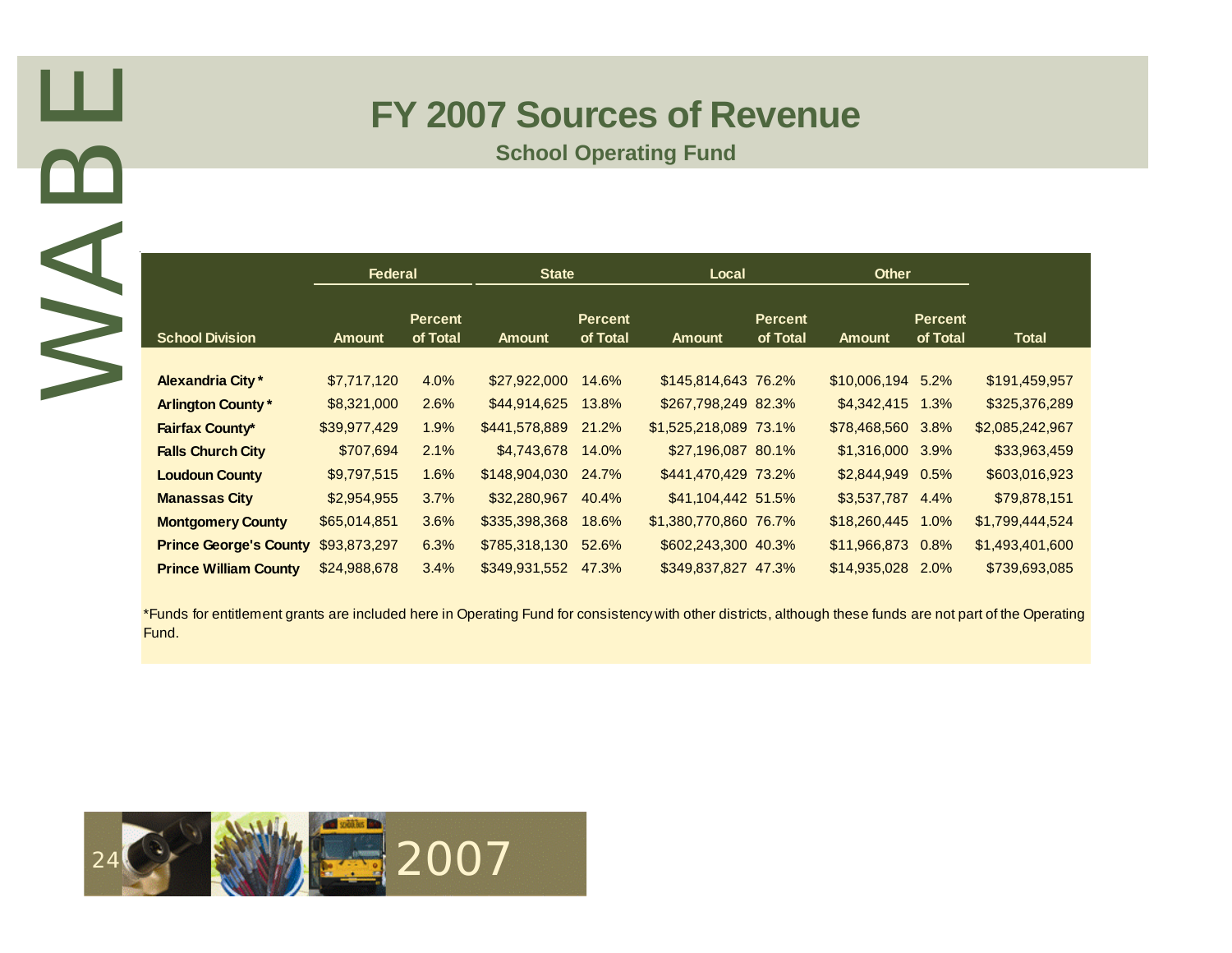# FY 2007 Sources of Revenue

## School Operating Fund

| School Division | Federal | | State | | Local | | Other | | Total |
|---|---|---|---|---|---|---|---|---|---|
| | Amount | Percent of Total | Amount | Percent of Total | Amount | Percent of Total | Amount | Percent of Total | |
| **Alexandria City*** | $7,717,120 | 4.0% | $27,922,000 | 14.6% | $145,814,643 | 76.2% | $10,006,194 | 5.2% | $191,459,957 |
| **Arlington County*** | $8,321,000 | 2.6% | $44,914,625 | 13.8% | $267,798,249 | 82.3% | $4,342,415 | 1.3% | $325,376,289 |
| **Fairfax County*** | $39,977,429 | 1.9% | $441,578,889 | 21.2% | $1,525,218,089 | 73.1% | $78,468,560 | 3.8% | $2,085,242,967 |
| **Falls Church City** | $707,694 | 2.1% | $4,743,678 | 14.0% | $27,196,087 | 80.1% | $1,316,000 | 3.9% | $33,963,459 |
| **Loudoun County** | $9,797,515 | 1.6% | $148,904,030 | 24.7% | $441,470,429 | 73.2% | $2,844,949 | 0.5% | $603,016,923 |
| **Manassas City** | $2,954,955 | 3.7% | $32,280,967 | 40.4% | $41,104,442 | 51.5% | $3,537,787 | 4.4% | $79,878,151 |
| **Montgomery County** | $65,014,851 | 3.6% | $335,398,368 | 18.6% | $1,380,770,860 | 76.7% | $18,260,445 | 1.0% | $1,799,444,524 |
| **Prince George's County** | $93,873,297 | 6.3% | $785,318,130 | 52.6% | $602,243,300 | 40.3% | $11,966,873 | 0.8% | $1,493,401,600 |
| **Prince William County** | $24,988,678 | 3.4% | $349,931,552 | 47.3% | $349,837,827 | 47.3% | $14,935,028 | 2.0% | $739,693,085 |

*Funds for entitlement grants are included here in Operating Fund for consistency with other districts, although these funds are not part of the Operating Fund.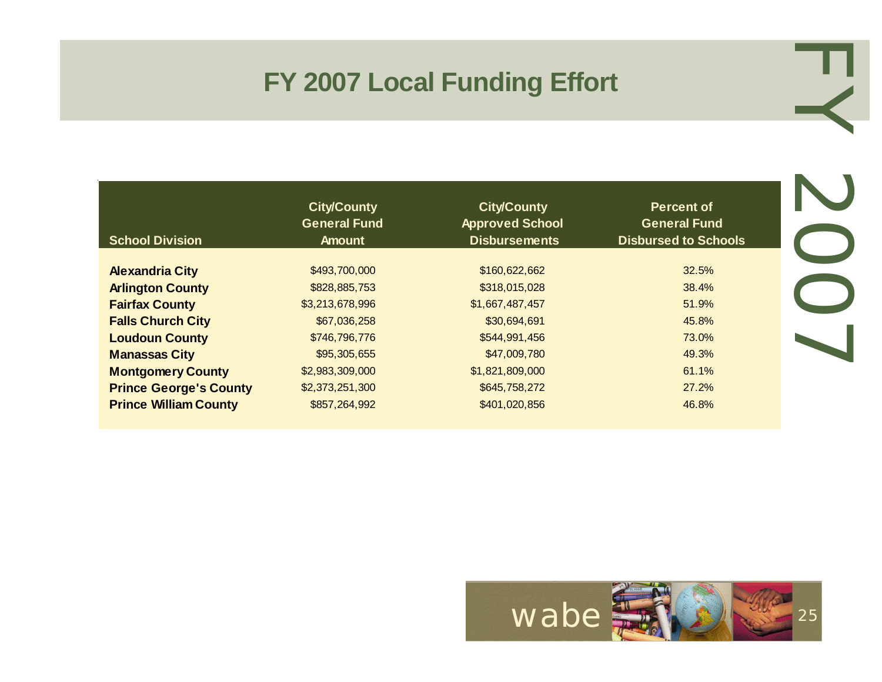# FY 2007 Local Funding Effort

| School Division | City/County General Fund Amount | City/County Approved School Disbursements | Percent of General Fund Disbursed to Schools |
|---|---|---|---|
| **Alexandria City** | $493,700,000 | $160,622,662 | 32.5% |
| **Arlington County** | $828,885,753 | $318,015,028 | 38.4% |
| **Fairfax County** | $3,213,678,996 | $1,667,487,457 | 51.9% |
| **Falls Church City** | $67,036,258 | $30,694,691 | 45.8% |
| **Loudoun County** | $746,796,776 | $544,991,456 | 73.0% |
| **Manassas City** | $95,305,655 | $47,009,780 | 49.3% |
| **Montgomery County** | $2,983,309,000 | $1,821,809,000 | 61.1% |
| **Prince George's County** | $2,373,251,300 | $645,758,272 | 27.2% |
| **Prince William County** | $857,264,992 | $401,020,856 | 46.8% |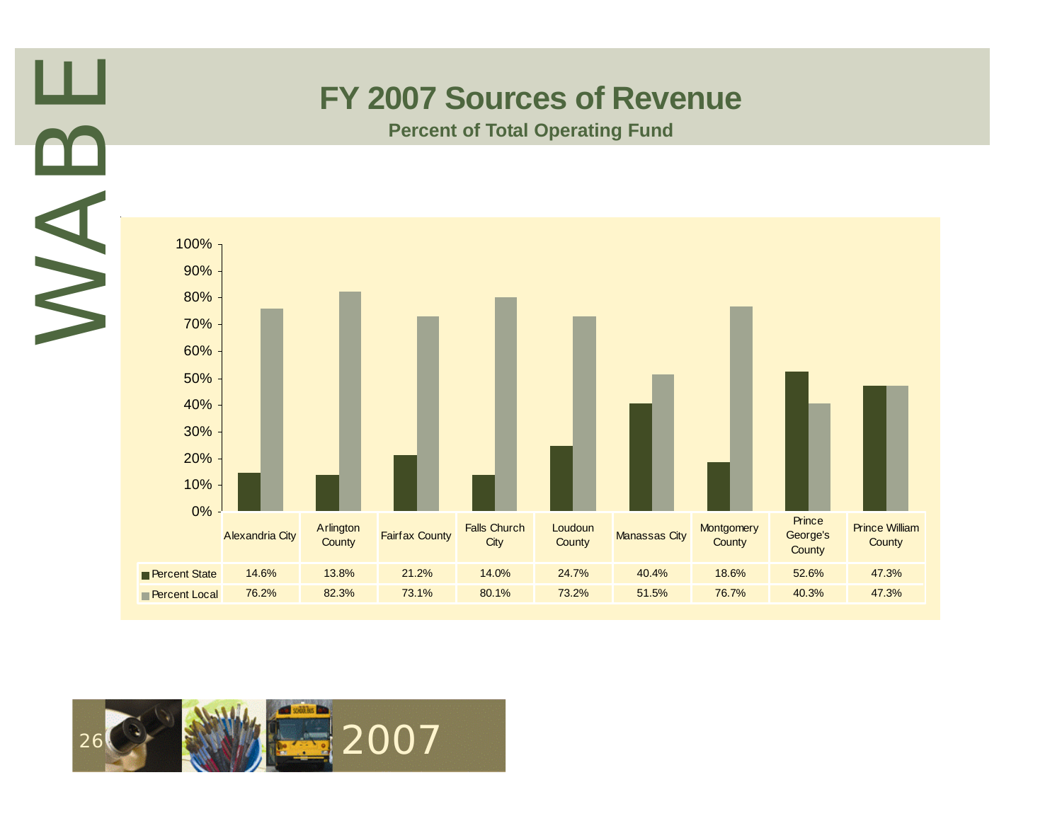# FY 2007 Sources of Revenue

**Percent of Total Operating Fund**

| | Alexandria City | Arlington County | Fairfax County | Falls Church City | Loudoun County | Manassas City | Montgomery County | Prince George's County | Prince William County |
|---|---|---|---|---|---|---|---|---|---|
| Percent State | 14.6% | 13.8% | 21.2% | 14.0% | 24.7% | 40.4% | 18.6% | 52.6% | 47.3% |
| Percent Local | 76.2% | 82.3% | 73.1% | 80.1% | 73.2% | 51.5% | 76.7% | 40.3% | 47.3% |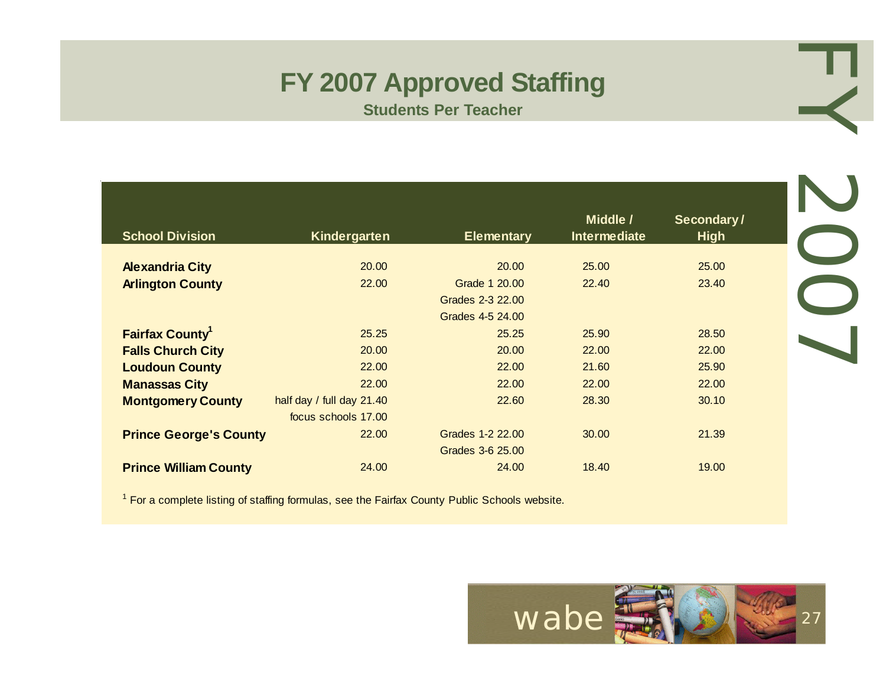# FY 2007 Approved Staffing

**Students Per Teacher**

| School Division | Kindergarten | Elementary | Middle / Intermediate | Secondary / High |
|---|---|---|---|---|
| **Alexandria City** | 20.00 | 20.00 | 25.00 | 25.00 |
| **Arlington County** | 22.00 | Grade 1 20.00 | 22.40 | 23.40 |
| | | Grades 2-3 22.00 | | |
| | | Grades 4-5 24.00 | | |
| **Fairfax County**[1] | 25.25 | 25.25 | 25.90 | 28.50 |
| **Falls Church City** | 20.00 | 20.00 | 22.00 | 22.00 |
| **Loudoun County** | 22.00 | 22.00 | 21.60 | 25.90 |
| **Manassas City** | 22.00 | 22.00 | 22.00 | 22.00 |
| **Montgomery County** | half day / full day 21.40 | 22.60 | 28.30 | 30.10 |
| | focus schools 17.00 | | | |
| **Prince George's County** | 22.00 | Grades 1-2 22.00 | 30.00 | 21.39 |
| | | Grades 3-6 25.00 | | |
| **Prince William County** | 24.00 | 24.00 | 18.40 | 19.00 |

[1] For a complete listing of staffing formulas, see the Fairfax County Public Schools website.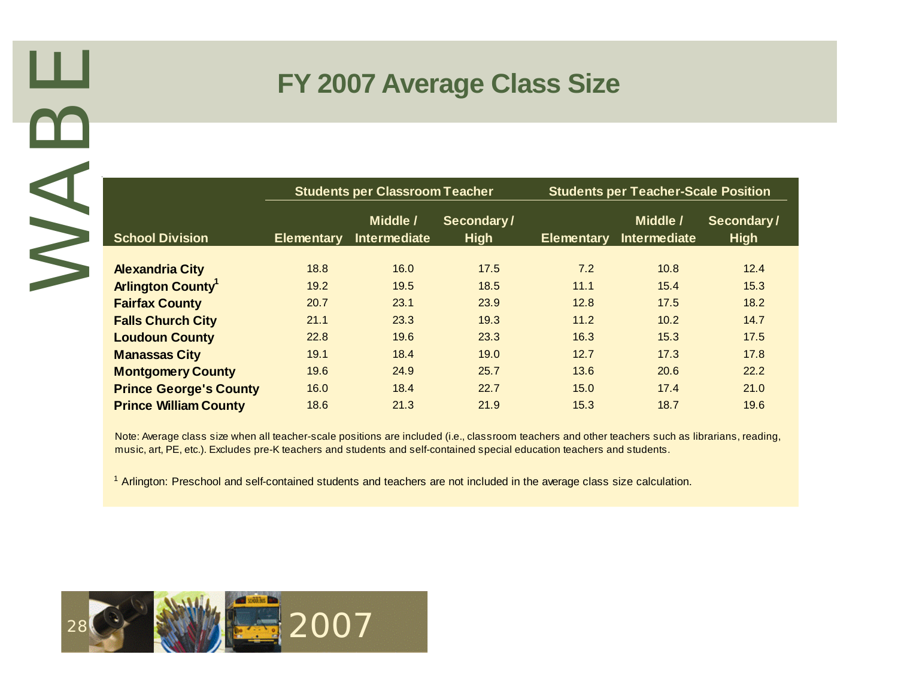# FY 2007 Average Class Size

| School Division | Students per Classroom Teacher | | | Students per Teacher-Scale Position | | |
|---|---|---|---|---|---|---|
| | Elementary | Middle / Intermediate | Secondary / High | Elementary | Middle / Intermediate | Secondary / High |
| **Alexandria City** | 18.8 | 16.0 | 17.5 | 7.2 | 10.8 | 12.4 |
| **Arlington County**[1] | 19.2 | 19.5 | 18.5 | 11.1 | 15.4 | 15.3 |
| **Fairfax County** | 20.7 | 23.1 | 23.9 | 12.8 | 17.5 | 18.2 |
| **Falls Church City** | 21.1 | 23.3 | 19.3 | 11.2 | 10.2 | 14.7 |
| **Loudoun County** | 22.8 | 19.6 | 23.3 | 16.3 | 15.3 | 17.5 |
| **Manassas City** | 19.1 | 18.4 | 19.0 | 12.7 | 17.3 | 17.8 |
| **Montgomery County** | 19.6 | 24.9 | 25.7 | 13.6 | 20.6 | 22.2 |
| **Prince George's County** | 16.0 | 18.4 | 22.7 | 15.0 | 17.4 | 21.0 |
| **Prince William County** | 18.6 | 21.3 | 21.9 | 15.3 | 18.7 | 19.6 |

Note: Average class size when all teacher-scale positions are included (i.e., classroom teachers and other teachers such as librarians, reading, music, art, PE, etc.). Excludes pre-K teachers and students and self-contained special education teachers and students.

[1] Arlington: Preschool and self-contained students and teachers are not included in the average class size calculation.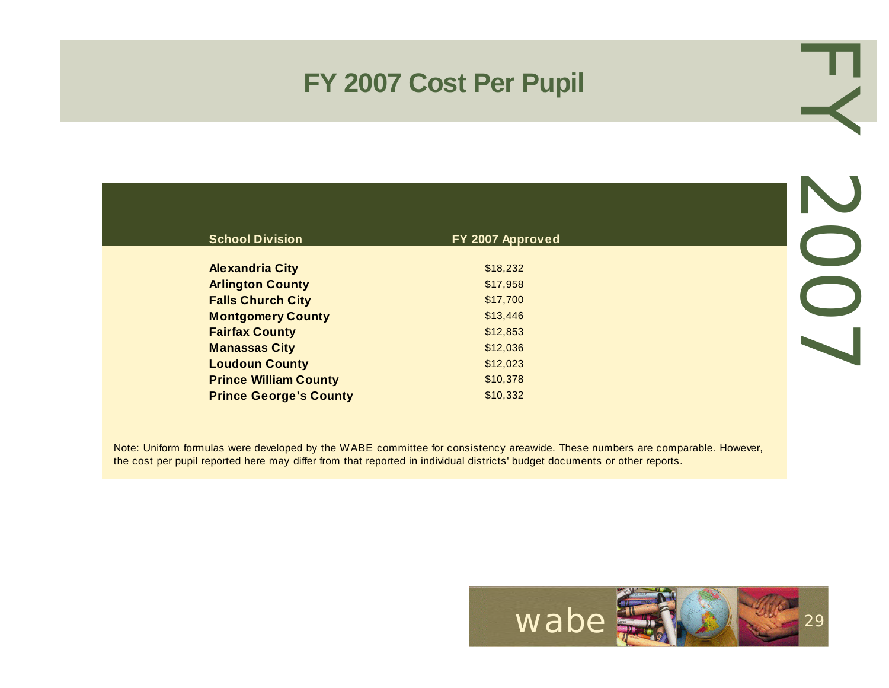# FY 2007 Cost Per Pupil

| School Division | FY 2007 Approved |
|---|---|
| **Alexandria City** | $18,232 |
| **Arlington County** | $17,958 |
| **Falls Church City** | $17,700 |
| **Montgomery County** | $13,446 |
| **Fairfax County** | $12,853 |
| **Manassas City** | $12,036 |
| **Loudoun County** | $12,023 |
| **Prince William County** | $10,378 |
| **Prince George's County** | $10,332 |

Note: Uniform formulas were developed by the WABE committee for consistency areawide. These numbers are comparable. However, the cost per pupil reported here may differ from that reported in individual districts' budget documents or other reports.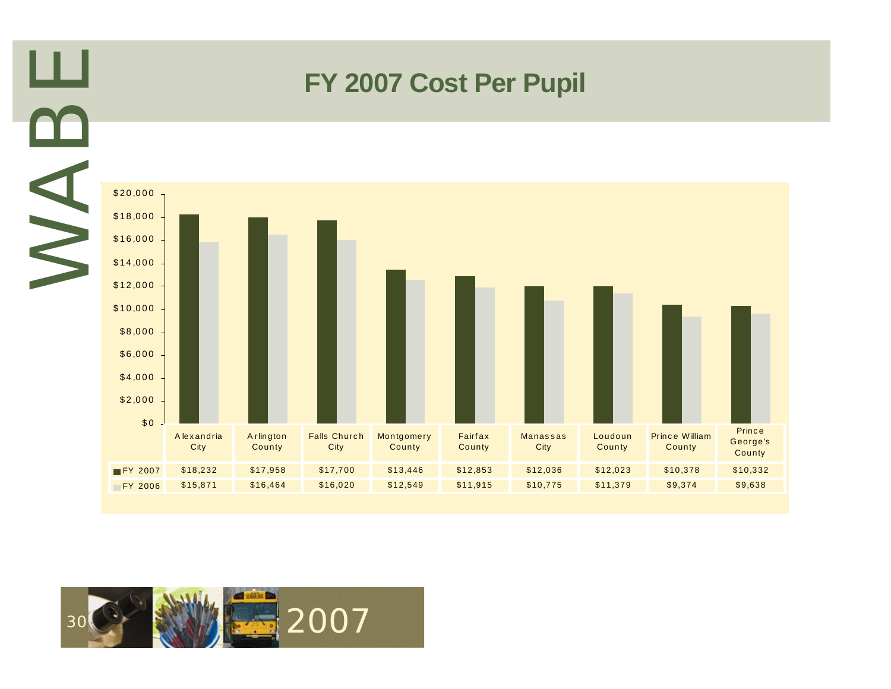# FY 2007 Cost Per Pupil

| | Alexandria City | Arlington County | Falls Church City | Montgomery County | Fairfax County | Manassas City | Loudoun County | Prince William County | Prince George's County |
|---|---|---|---|---|---|---|---|---|---|
| FY 2007 | $18,232 | $17,958 | $17,700 | $13,446 | $12,853 | $12,036 | $12,023 | $10,378 | $10,332 |
| FY 2006 | $15,871 | $16,464 | $16,020 | $12,549 | $11,915 | $10,775 | $11,379 | $9,374 | $9,638 |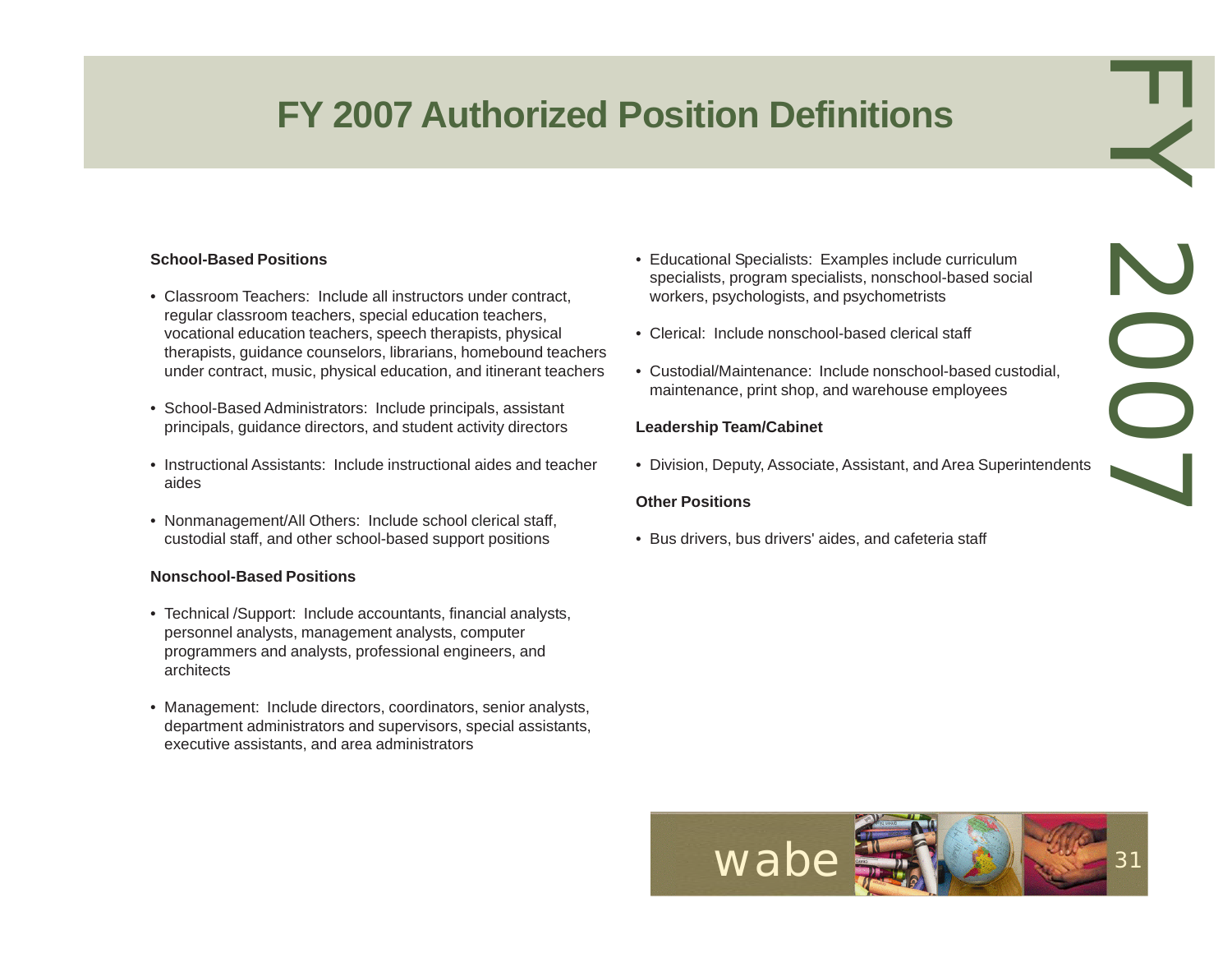# FY 2007 Authorized Position Definitions

**School-Based Positions**

- Classroom Teachers: Include all instructors under contract, regular classroom teachers, special education teachers, vocational education teachers, speech therapists, physical therapists, guidance counselors, librarians, homebound teachers under contract, music, physical education, and itinerant teachers
- School-Based Administrators: Include principals, assistant principals, guidance directors, and student activity directors
- Instructional Assistants: Include instructional aides and teacher aides
- Nonmanagement/All Others: Include school clerical staff, custodial staff, and other school-based support positions

**Nonschool-Based Positions**

- Technical /Support: Include accountants, financial analysts, personnel analysts, management analysts, computer programmers and analysts, professional engineers, and architects
- Management: Include directors, coordinators, senior analysts, department administrators and supervisors, special assistants, executive assistants, and area administrators
- Educational Specialists: Examples include curriculum specialists, program specialists, nonschool-based social workers, psychologists, and psychometrists
- Clerical: Include nonschool-based clerical staff
- Custodial/Maintenance: Include nonschool-based custodial, maintenance, print shop, and warehouse employees

**Leadership Team/Cabinet**

- Division, Deputy, Associate, Assistant, and Area Superintendents

**Other Positions**

- Bus drivers, bus drivers' aides, and cafeteria staff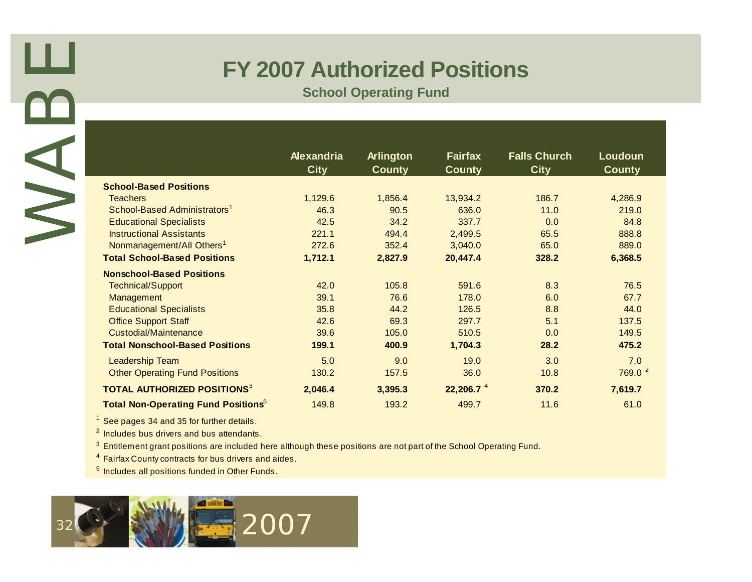# FY 2007 Authorized Positions

## School Operating Fund

| | Alexandria City | Arlington County | Fairfax County | Falls Church City | Loudoun County |
|---|---|---|---|---|---|
| **School-Based Positions** | | | | | |
| Teachers | 1,129.6 | 1,856.4 | 13,934.2 | 186.7 | 4,286.9 |
| School-Based Administrators[1] | 46.3 | 90.5 | 636.0 | 11.0 | 219.0 |
| Educational Specialists | 42.5 | 34.2 | 337.7 | 0.0 | 84.8 |
| Instructional Assistants | 221.1 | 494.4 | 2,499.5 | 65.5 | 888.8 |
| Nonmanagement/All Others[1] | 272.6 | 352.4 | 3,040.0 | 65.0 | 889.0 |
| **Total School-Based Positions** | **1,712.1** | **2,827.9** | **20,447.4** | **328.2** | **6,368.5** |
| **Nonschool-Based Positions** | | | | | |
| Technical/Support | 42.0 | 105.8 | 591.6 | 8.3 | 76.5 |
| Management | 39.1 | 76.6 | 178.0 | 6.0 | 67.7 |
| Educational Specialists | 35.8 | 44.2 | 126.5 | 8.8 | 44.0 |
| Office Support Staff | 42.6 | 69.3 | 297.7 | 5.1 | 137.5 |
| Custodial/Maintenance | 39.6 | 105.0 | 510.5 | 0.0 | 149.5 |
| **Total Nonschool-Based Positions** | **199.1** | **400.9** | **1,704.3** | **28.2** | **475.2** |
| Leadership Team | 5.0 | 9.0 | 19.0 | 3.0 | 7.0 |
| Other Operating Fund Positions | 130.2 | 157.5 | 36.0 | 10.8 | 769.0 [2] |
| **TOTAL AUTHORIZED POSITIONS**[3] | **2,046.4** | **3,395.3** | **22,206.7** [4] | **370.2** | **7,619.7** |
| **Total Non-Operating Fund Positions**[5] | 149.8 | 193.2 | 499.7 | 11.6 | 61.0 |

[1] See pages 34 and 35 for further details.

[2] Includes bus drivers and bus attendants.

[3] Entitlement grant positions are included here although these positions are not part of the School Operating Fund.

[4] Fairfax County contracts for bus drivers and aides.

[5] Includes all positions funded in Other Funds.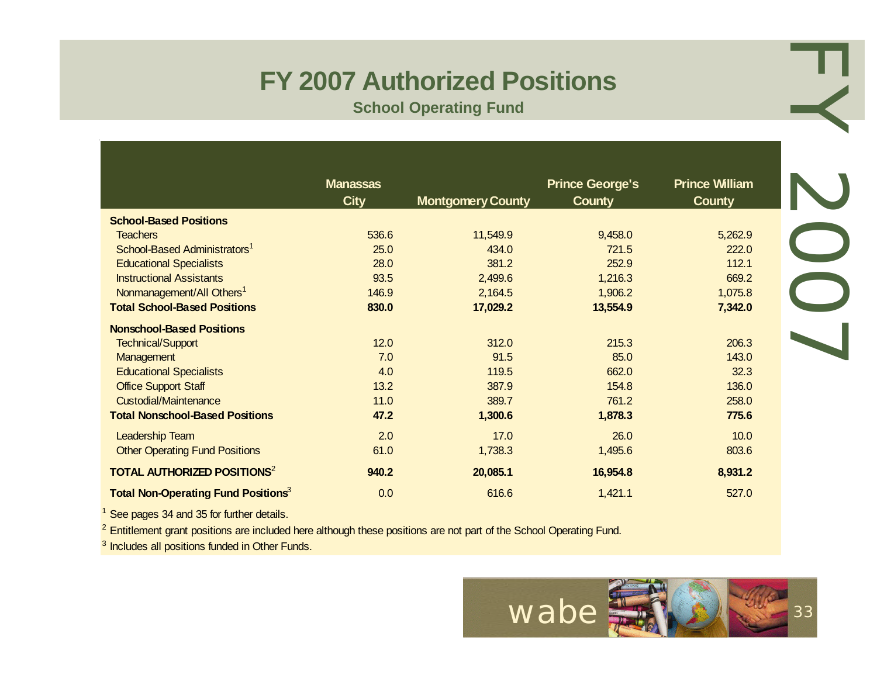# FY 2007 Authorized Positions

## School Operating Fund

| | Manassas City | Montgomery County | Prince George's County | Prince William County |
|---|---|---|---|---|
| **School-Based Positions** | | | | |
| Teachers | 536.6 | 11,549.9 | 9,458.0 | 5,262.9 |
| School-Based Administrators[1] | 25.0 | 434.0 | 721.5 | 222.0 |
| Educational Specialists | 28.0 | 381.2 | 252.9 | 112.1 |
| Instructional Assistants | 93.5 | 2,499.6 | 1,216.3 | 669.2 |
| Nonmanagement/All Others[1] | 146.9 | 2,164.5 | 1,906.2 | 1,075.8 |
| **Total School-Based Positions** | **830.0** | **17,029.2** | **13,554.9** | **7,342.0** |
| **Nonschool-Based Positions** | | | | |
| Technical/Support | 12.0 | 312.0 | 215.3 | 206.3 |
| Management | 7.0 | 91.5 | 85.0 | 143.0 |
| Educational Specialists | 4.0 | 119.5 | 662.0 | 32.3 |
| Office Support Staff | 13.2 | 387.9 | 154.8 | 136.0 |
| Custodial/Maintenance | 11.0 | 389.7 | 761.2 | 258.0 |
| **Total Nonschool-Based Positions** | **47.2** | **1,300.6** | **1,878.3** | **775.6** |
| Leadership Team | 2.0 | 17.0 | 26.0 | 10.0 |
| Other Operating Fund Positions | 61.0 | 1,738.3 | 1,495.6 | 803.6 |
| **TOTAL AUTHORIZED POSITIONS[2]** | **940.2** | **20,085.1** | **16,954.8** | **8,931.2** |
| **Total Non-Operating Fund Positions[3]** | 0.0 | 616.6 | 1,421.1 | 527.0 |

[1] See pages 34 and 35 for further details.

[2] Entitlement grant positions are included here although these positions are not part of the School Operating Fund.

[3] Includes all positions funded in Other Funds.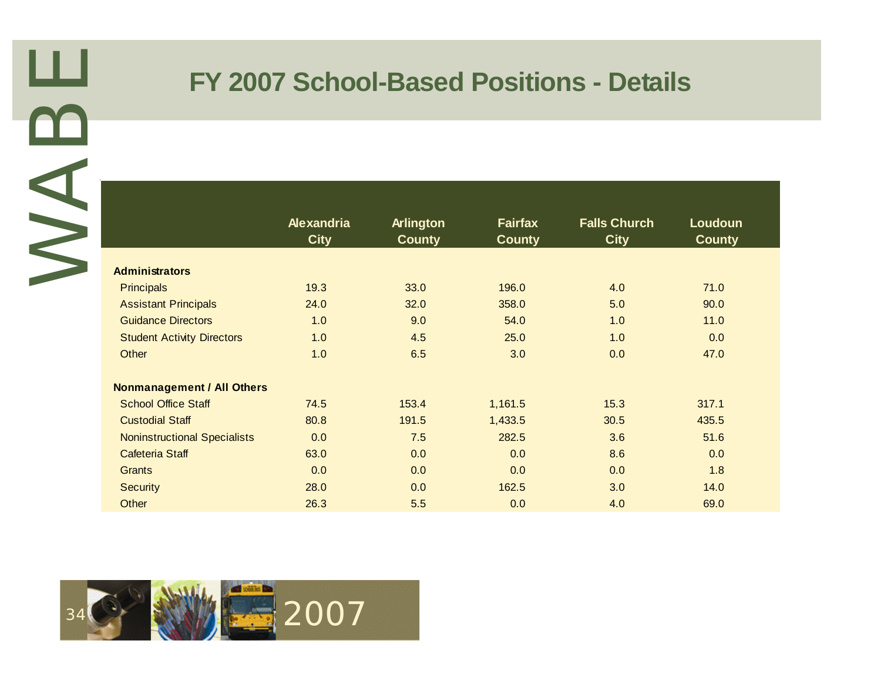# FY 2007 School-Based Positions - Details

| | Alexandria City | Arlington County | Fairfax County | Falls Church City | Loudoun County |
|---|---|---|---|---|---|
| **Administrators** | | | | | |
| Principals | 19.3 | 33.0 | 196.0 | 4.0 | 71.0 |
| Assistant Principals | 24.0 | 32.0 | 358.0 | 5.0 | 90.0 |
| Guidance Directors | 1.0 | 9.0 | 54.0 | 1.0 | 11.0 |
| Student Activity Directors | 1.0 | 4.5 | 25.0 | 1.0 | 0.0 |
| Other | 1.0 | 6.5 | 3.0 | 0.0 | 47.0 |
| **Nonmanagement / All Others** | | | | | |
| School Office Staff | 74.5 | 153.4 | 1,161.5 | 15.3 | 317.1 |
| Custodial Staff | 80.8 | 191.5 | 1,433.5 | 30.5 | 435.5 |
| Noninstructional Specialists | 0.0 | 7.5 | 282.5 | 3.6 | 51.6 |
| Cafeteria Staff | 63.0 | 0.0 | 0.0 | 8.6 | 0.0 |
| Grants | 0.0 | 0.0 | 0.0 | 0.0 | 1.8 |
| Security | 28.0 | 0.0 | 162.5 | 3.0 | 14.0 |
| Other | 26.3 | 5.5 | 0.0 | 4.0 | 69.0 |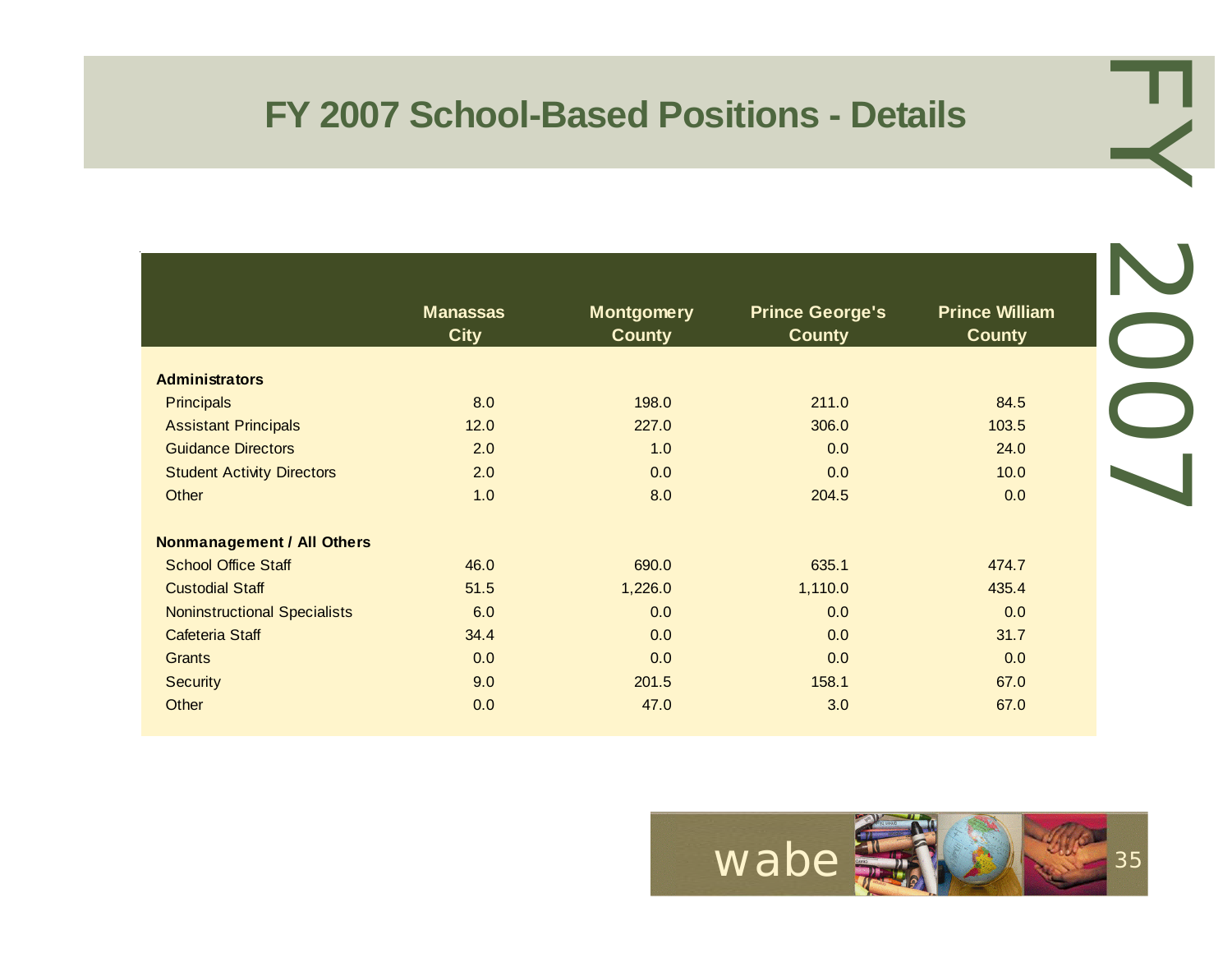# FY 2007 School-Based Positions - Details

| | Manassas City | Montgomery County | Prince George's County | Prince William County |
|---|---|---|---|---|
| **Administrators** | | | | |
| Principals | 8.0 | 198.0 | 211.0 | 84.5 |
| Assistant Principals | 12.0 | 227.0 | 306.0 | 103.5 |
| Guidance Directors | 2.0 | 1.0 | 0.0 | 24.0 |
| Student Activity Directors | 2.0 | 0.0 | 0.0 | 10.0 |
| Other | 1.0 | 8.0 | 204.5 | 0.0 |
| **Nonmanagement / All Others** | | | | |
| School Office Staff | 46.0 | 690.0 | 635.1 | 474.7 |
| Custodial Staff | 51.5 | 1,226.0 | 1,110.0 | 435.4 |
| Noninstructional Specialists | 6.0 | 0.0 | 0.0 | 0.0 |
| Cafeteria Staff | 34.4 | 0.0 | 0.0 | 31.7 |
| Grants | 0.0 | 0.0 | 0.0 | 0.0 |
| Security | 9.0 | 201.5 | 158.1 | 67.0 |
| Other | 0.0 | 47.0 | 3.0 | 67.0 |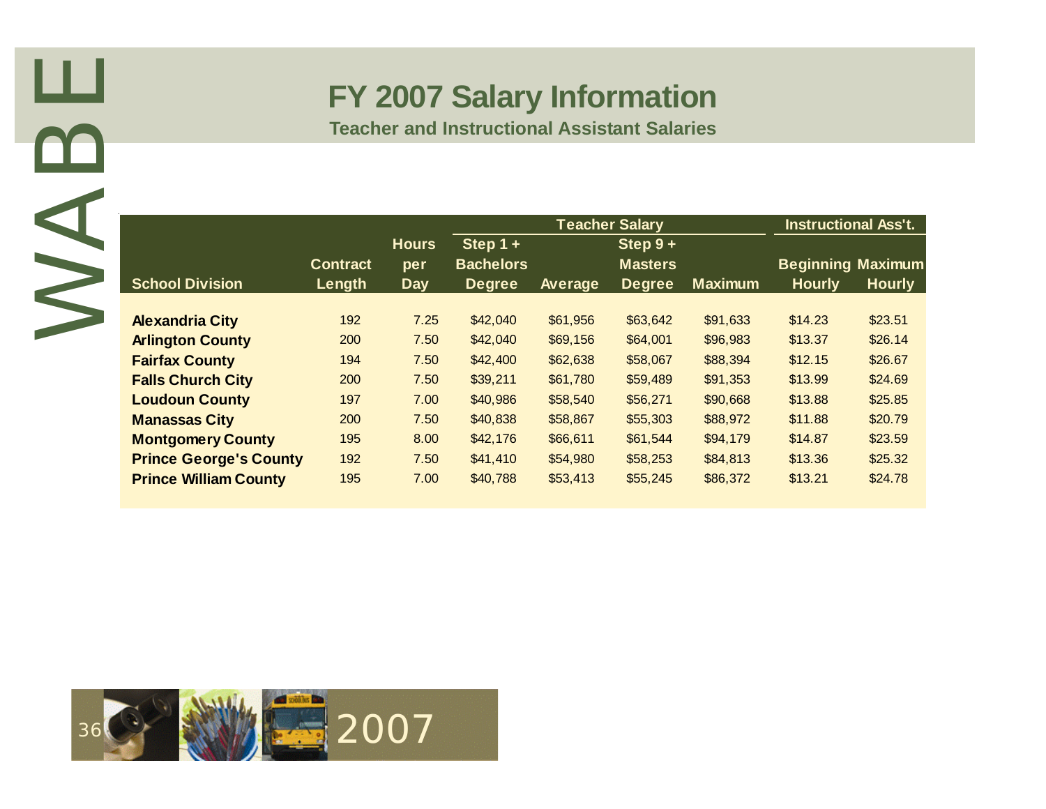# FY 2007 Salary Information

## Teacher and Instructional Assistant Salaries

| School Division | Contract Length | Hours per Day | Teacher Salary: Step 1 + Bachelors Degree | Teacher Salary: Average | Teacher Salary: Step 9 + Masters Degree | Teacher Salary: Maximum | Instructional Ass't.: Beginning Hourly | Instructional Ass't.: Maximum Hourly |
|---|---|---|---|---|---|---|---|---|
| **Alexandria City** | 192 | 7.25 | $42,040 | $61,956 | $63,642 | $91,633 | $14.23 | $23.51 |
| **Arlington County** | 200 | 7.50 | $42,040 | $69,156 | $64,001 | $96,983 | $13.37 | $26.14 |
| **Fairfax County** | 194 | 7.50 | $42,400 | $62,638 | $58,067 | $88,394 | $12.15 | $26.67 |
| **Falls Church City** | 200 | 7.50 | $39,211 | $61,780 | $59,489 | $91,353 | $13.99 | $24.69 |
| **Loudoun County** | 197 | 7.00 | $40,986 | $58,540 | $56,271 | $90,668 | $13.88 | $25.85 |
| **Manassas City** | 200 | 7.50 | $40,838 | $58,867 | $55,303 | $88,972 | $11.88 | $20.79 |
| **Montgomery County** | 195 | 8.00 | $42,176 | $66,611 | $61,544 | $94,179 | $14.87 | $23.59 |
| **Prince George's County** | 192 | 7.50 | $41,410 | $54,980 | $58,253 | $84,813 | $13.36 | $25.32 |
| **Prince William County** | 195 | 7.00 | $40,788 | $53,413 | $55,245 | $86,372 | $13.21 | $24.78 |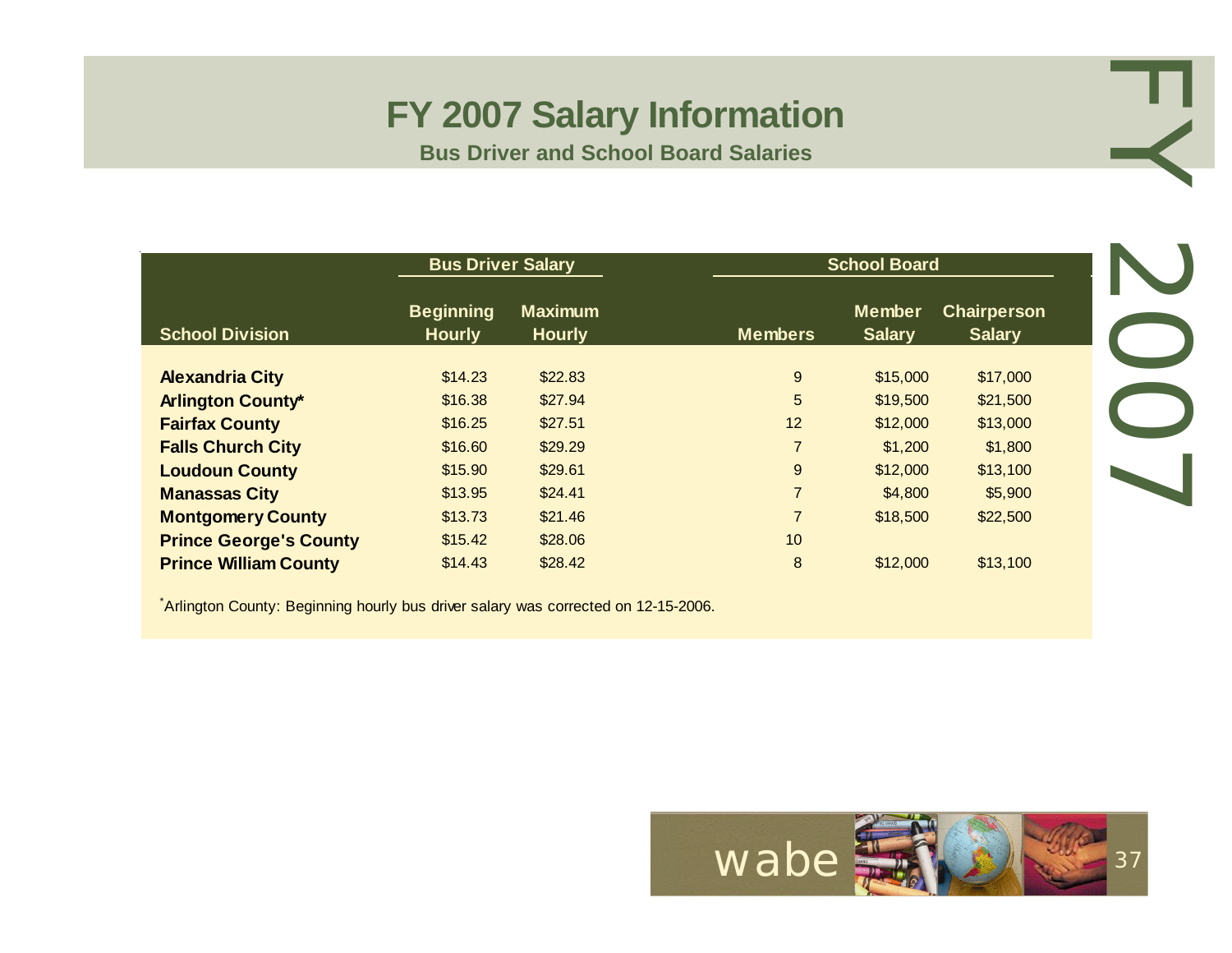# FY 2007 Salary Information

## Bus Driver and School Board Salaries

| School Division | Bus Driver Salary | | School Board | | |
|---|---|---|---|---|---|
| | Beginning Hourly | Maximum Hourly | Members | Member Salary | Chairperson Salary |
| **Alexandria City** | $14.23 | $22.83 | 9 | $15,000 | $17,000 |
| **Arlington County*** | $16.38 | $27.94 | 5 | $19,500 | $21,500 |
| **Fairfax County** | $16.25 | $27.51 | 12 | $12,000 | $13,000 |
| **Falls Church City** | $16.60 | $29.29 | 7 | $1,200 | $1,800 |
| **Loudoun County** | $15.90 | $29.61 | 9 | $12,000 | $13,100 |
| **Manassas City** | $13.95 | $24.41 | 7 | $4,800 | $5,900 |
| **Montgomery County** | $13.73 | $21.46 | 7 | $18,500 | $22,500 |
| **Prince George's County** | $15.42 | $28.06 | 10 | | |
| **Prince William County** | $14.43 | $28.42 | 8 | $12,000 | $13,100 |

*Arlington County: Beginning hourly bus driver salary was corrected on 12-15-2006.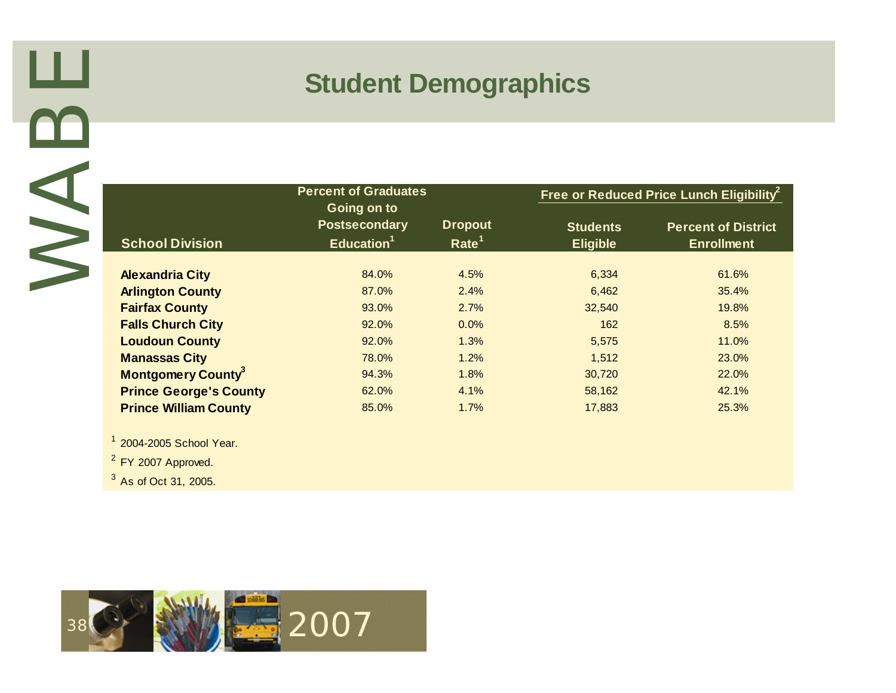# Student Demographics

| School Division | Percent of Graduates Going on to Postsecondary Education[1] | Dropout Rate[1] | Free or Reduced Price Lunch Eligibility[2] | |
|---|---|---|---|---|
| | | | Students Eligible | Percent of District Enrollment |
| **Alexandria City** | 84.0% | 4.5% | 6,334 | 61.6% |
| **Arlington County** | 87.0% | 2.4% | 6,462 | 35.4% |
| **Fairfax County** | 93.0% | 2.7% | 32,540 | 19.8% |
| **Falls Church City** | 92.0% | 0.0% | 162 | 8.5% |
| **Loudoun County** | 92.0% | 1.3% | 5,575 | 11.0% |
| **Manassas City** | 78.0% | 1.2% | 1,512 | 23.0% |
| **Montgomery County[3]** | 94.3% | 1.8% | 30,720 | 22.0% |
| **Prince George's County** | 62.0% | 4.1% | 58,162 | 42.1% |
| **Prince William County** | 85.0% | 1.7% | 17,883 | 25.3% |

[1] 2004-2005 School Year.

[2] FY 2007 Approved.

[3] As of Oct 31, 2005.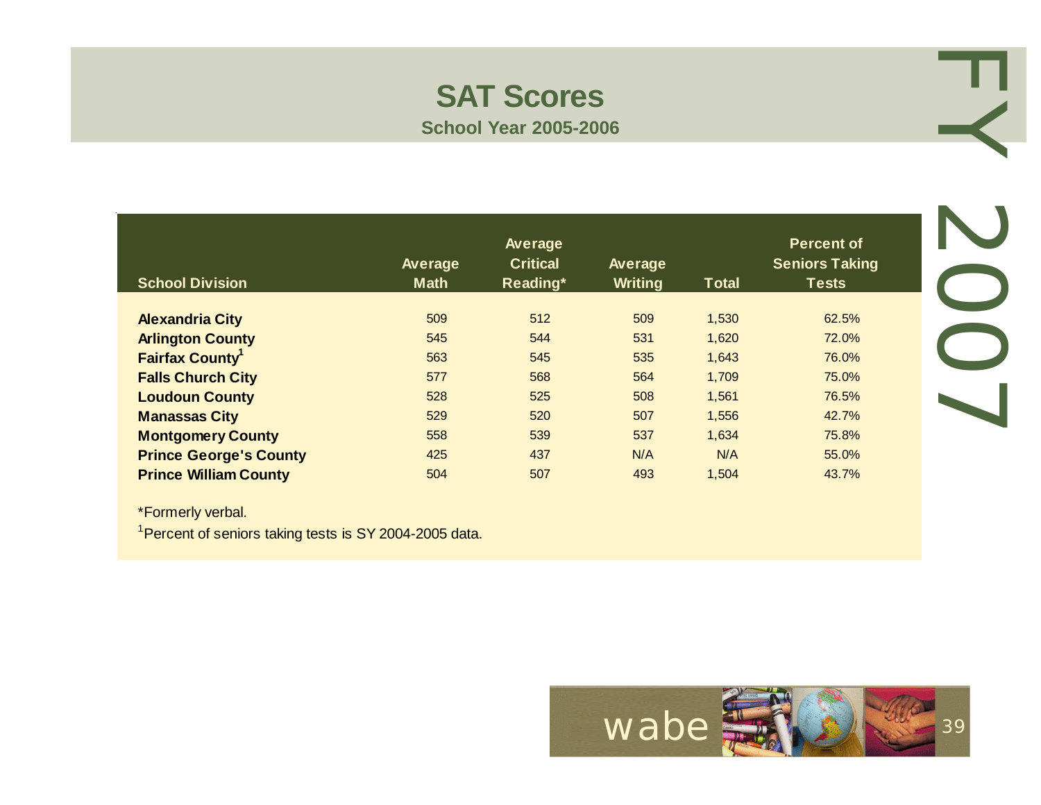# SAT Scores

## School Year 2005-2006

| School Division | Average Math | Average Critical Reading* | Average Writing | Total | Percent of Seniors Taking Tests |
|---|---|---|---|---|---|
| **Alexandria City** | 509 | 512 | 509 | 1,530 | 62.5% |
| **Arlington County** | 545 | 544 | 531 | 1,620 | 72.0% |
| **Fairfax County**[1] | 563 | 545 | 535 | 1,643 | 76.0% |
| **Falls Church City** | 577 | 568 | 564 | 1,709 | 75.0% |
| **Loudoun County** | 528 | 525 | 508 | 1,561 | 76.5% |
| **Manassas City** | 529 | 520 | 507 | 1,556 | 42.7% |
| **Montgomery County** | 558 | 539 | 537 | 1,634 | 75.8% |
| **Prince George's County** | 425 | 437 | N/A | N/A | 55.0% |
| **Prince William County** | 504 | 507 | 493 | 1,504 | 43.7% |

*Formerly verbal.

[1]Percent of seniors taking tests is SY 2004-2005 data.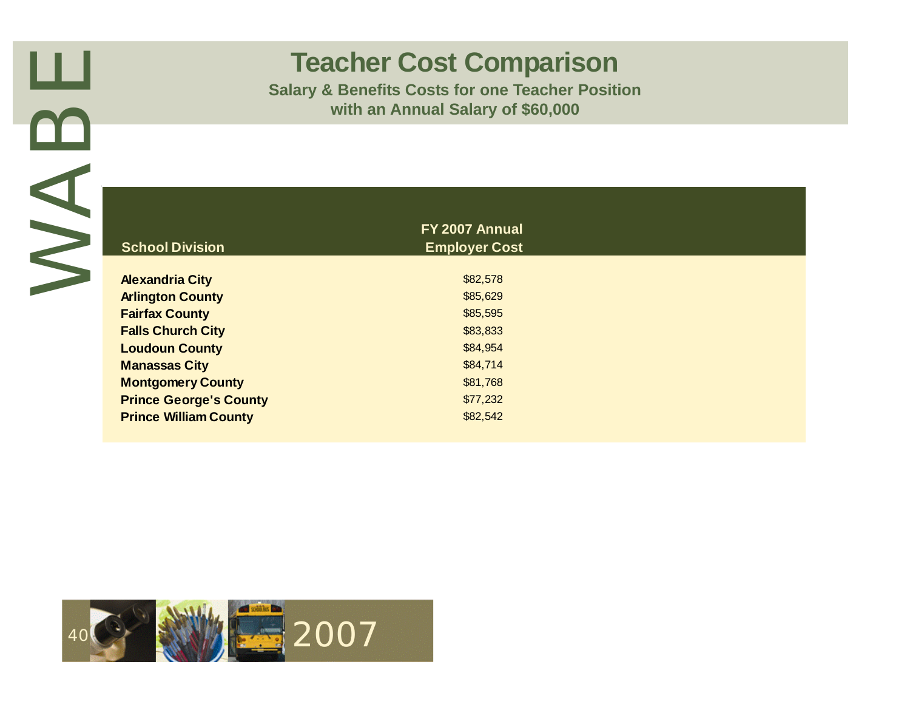# Teacher Cost Comparison

**Salary & Benefits Costs for one Teacher Position with an Annual Salary of $60,000**

| School Division | FY 2007 Annual Employer Cost |
|---|---|
| **Alexandria City** | $82,578 |
| **Arlington County** | $85,629 |
| **Fairfax County** | $85,595 |
| **Falls Church City** | $83,833 |
| **Loudoun County** | $84,954 |
| **Manassas City** | $84,714 |
| **Montgomery County** | $81,768 |
| **Prince George's County** | $77,232 |
| **Prince William County** | $82,542 |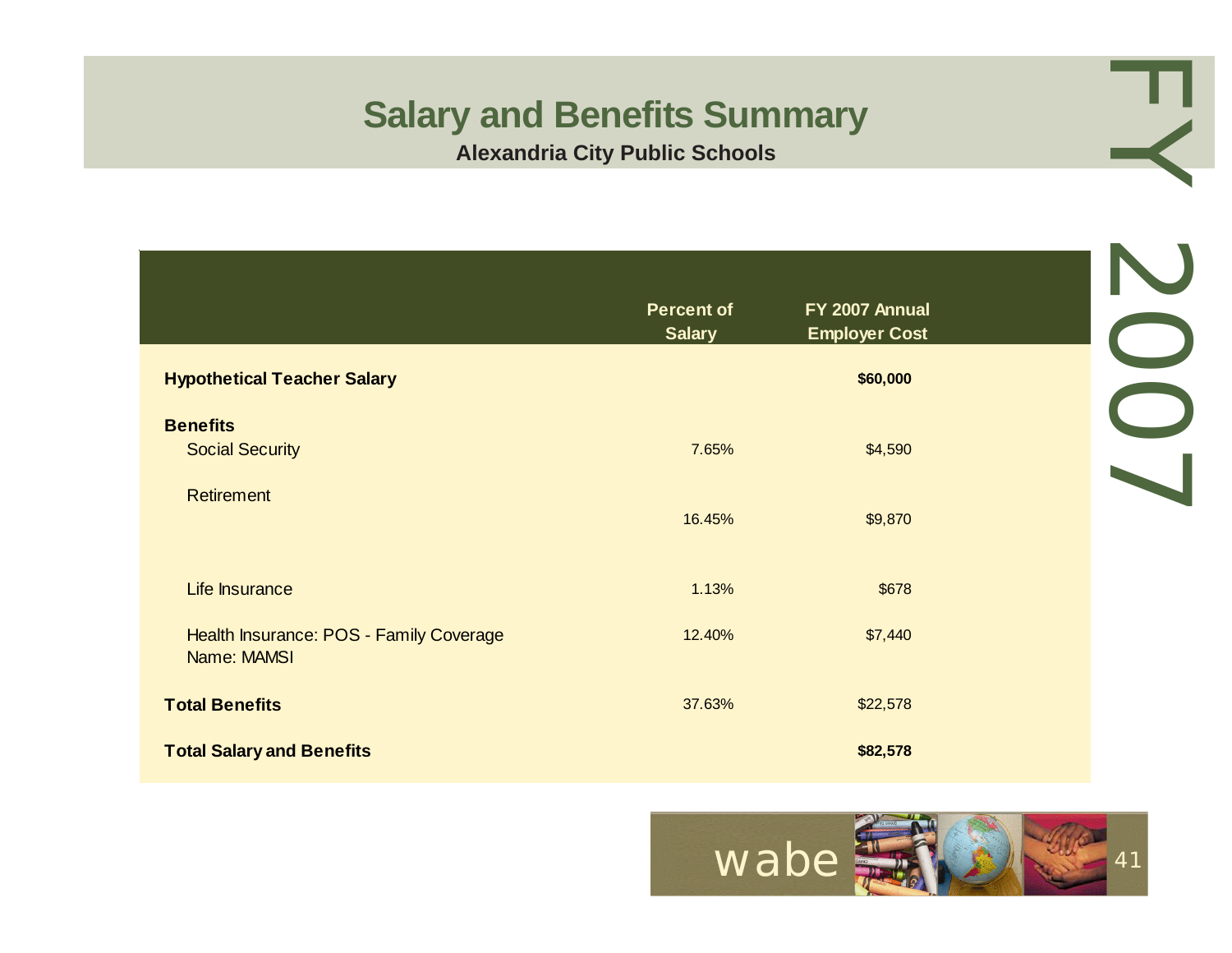# Salary and Benefits Summary

**Alexandria City Public Schools**

| | Percent of Salary | FY 2007 Annual Employer Cost |
|---|---|---|
| **Hypothetical Teacher Salary** | | **$60,000** |
| **Benefits** | | |
| Social Security | 7.65% | $4,590 |
| Retirement | 16.45% | $9,870 |
| Life Insurance | 1.13% | $678 |
| Health Insurance: POS - Family Coverage Name: MAMSI | 12.40% | $7,440 |
| **Total Benefits** | 37.63% | $22,578 |
| **Total Salary and Benefits** | | **$82,578** |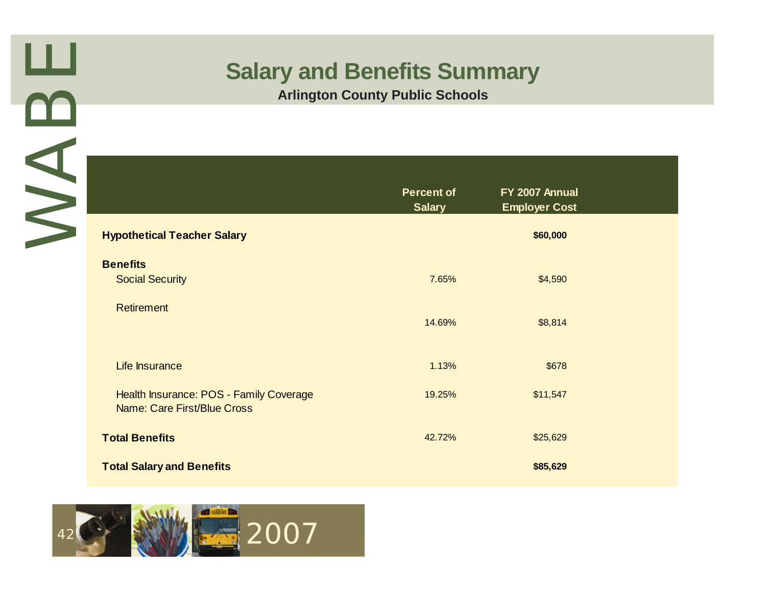# Salary and Benefits Summary

**Arlington County Public Schools**

| | Percent of Salary | FY 2007 Annual Employer Cost |
|---|---|---|
| **Hypothetical Teacher Salary** | | **$60,000** |
| **Benefits** | | |
| Social Security | 7.65% | $4,590 |
| Retirement | 14.69% | $8,814 |
| Life Insurance | 1.13% | $678 |
| Health Insurance: POS - Family Coverage<br>Name: Care First/Blue Cross | 19.25% | $11,547 |
| **Total Benefits** | 42.72% | $25,629 |
| **Total Salary and Benefits** | | **$85,629** |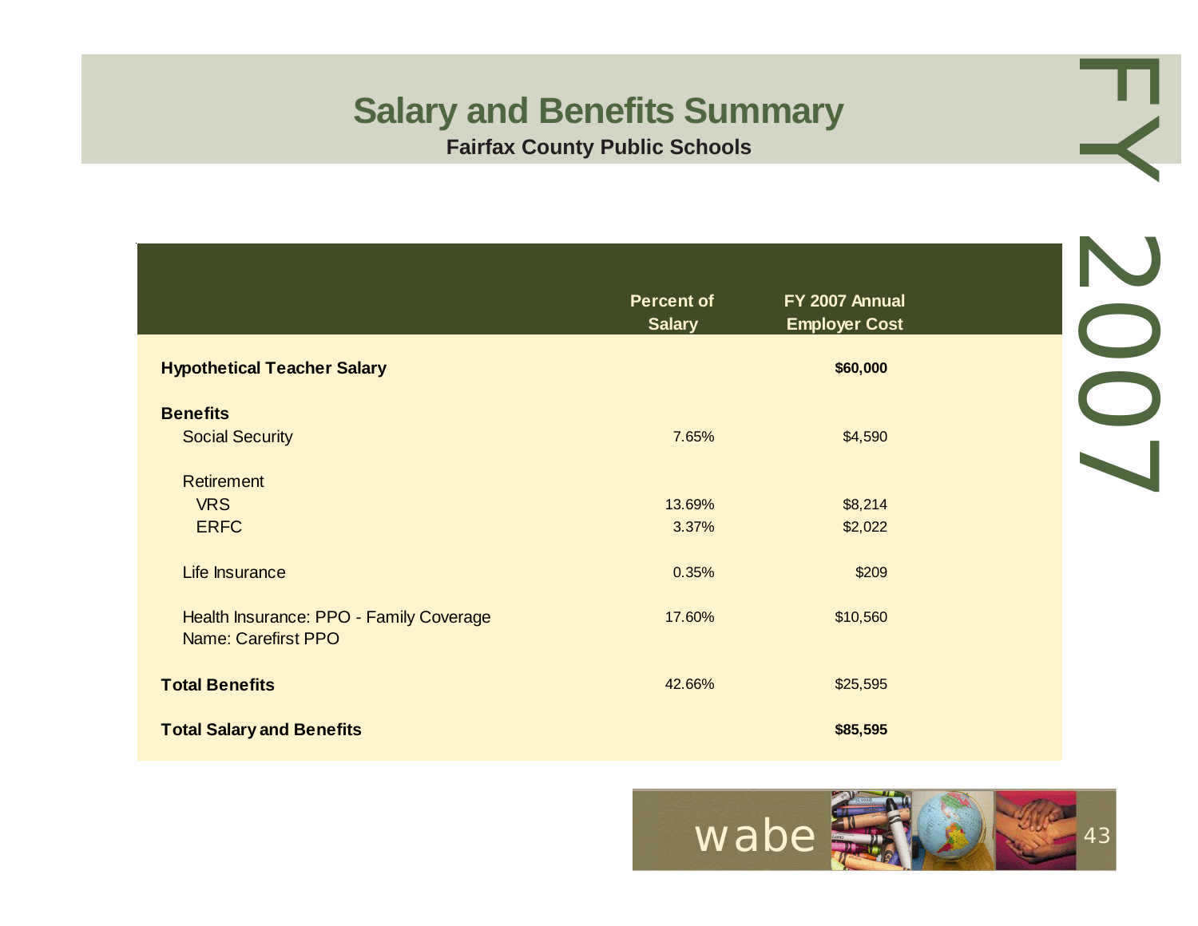# Salary and Benefits Summary

**Fairfax County Public Schools**

| | Percent of Salary | FY 2007 Annual Employer Cost |
|---|---|---|
| **Hypothetical Teacher Salary** | | **$60,000** |
| **Benefits** | | |
| Social Security | 7.65% | $4,590 |
| Retirement | | |
| VRS | 13.69% | $8,214 |
| ERFC | 3.37% | $2,022 |
| Life Insurance | 0.35% | $209 |
| Health Insurance: PPO - Family Coverage<br>Name: Carefirst PPO | 17.60% | $10,560 |
| **Total Benefits** | 42.66% | $25,595 |
| **Total Salary and Benefits** | | **$85,595** |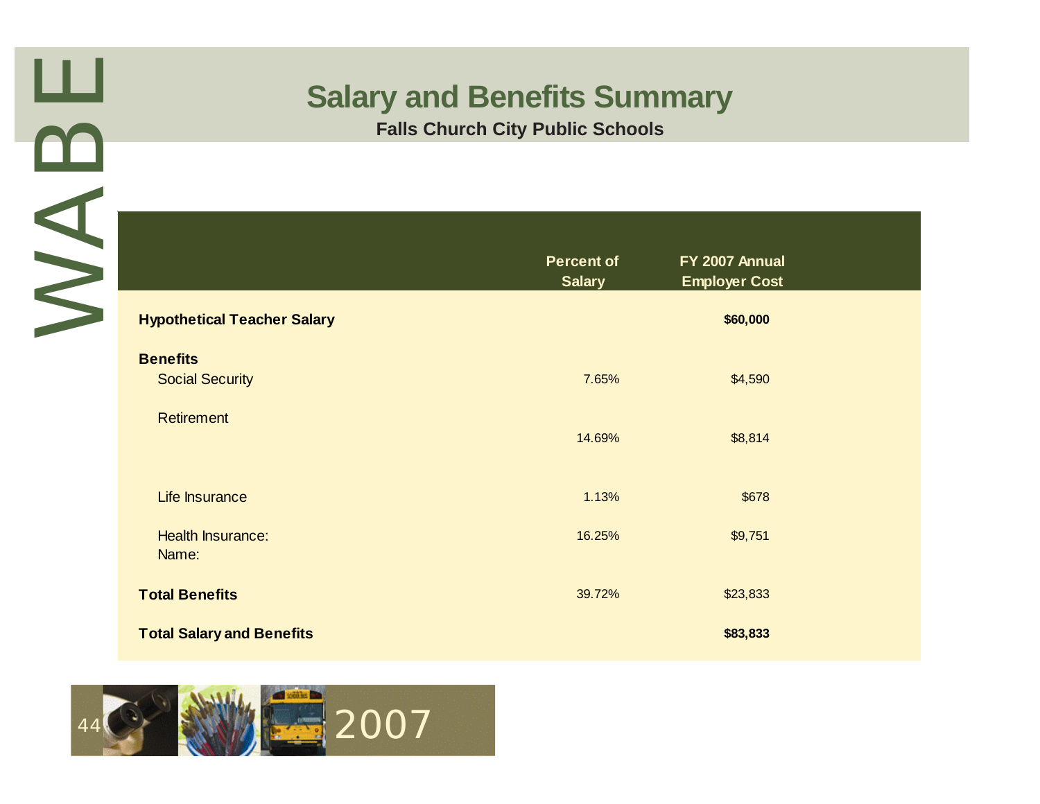# Salary and Benefits Summary

**Falls Church City Public Schools**

| | Percent of Salary | FY 2007 Annual Employer Cost |
|---|---|---|
| **Hypothetical Teacher Salary** | | **$60,000** |
| **Benefits** | | |
| Social Security | 7.65% | $4,590 |
| Retirement | 14.69% | $8,814 |
| Life Insurance | 1.13% | $678 |
| Health Insurance: Name: | 16.25% | $9,751 |
| **Total Benefits** | 39.72% | $23,833 |
| **Total Salary and Benefits** | | **$83,833** |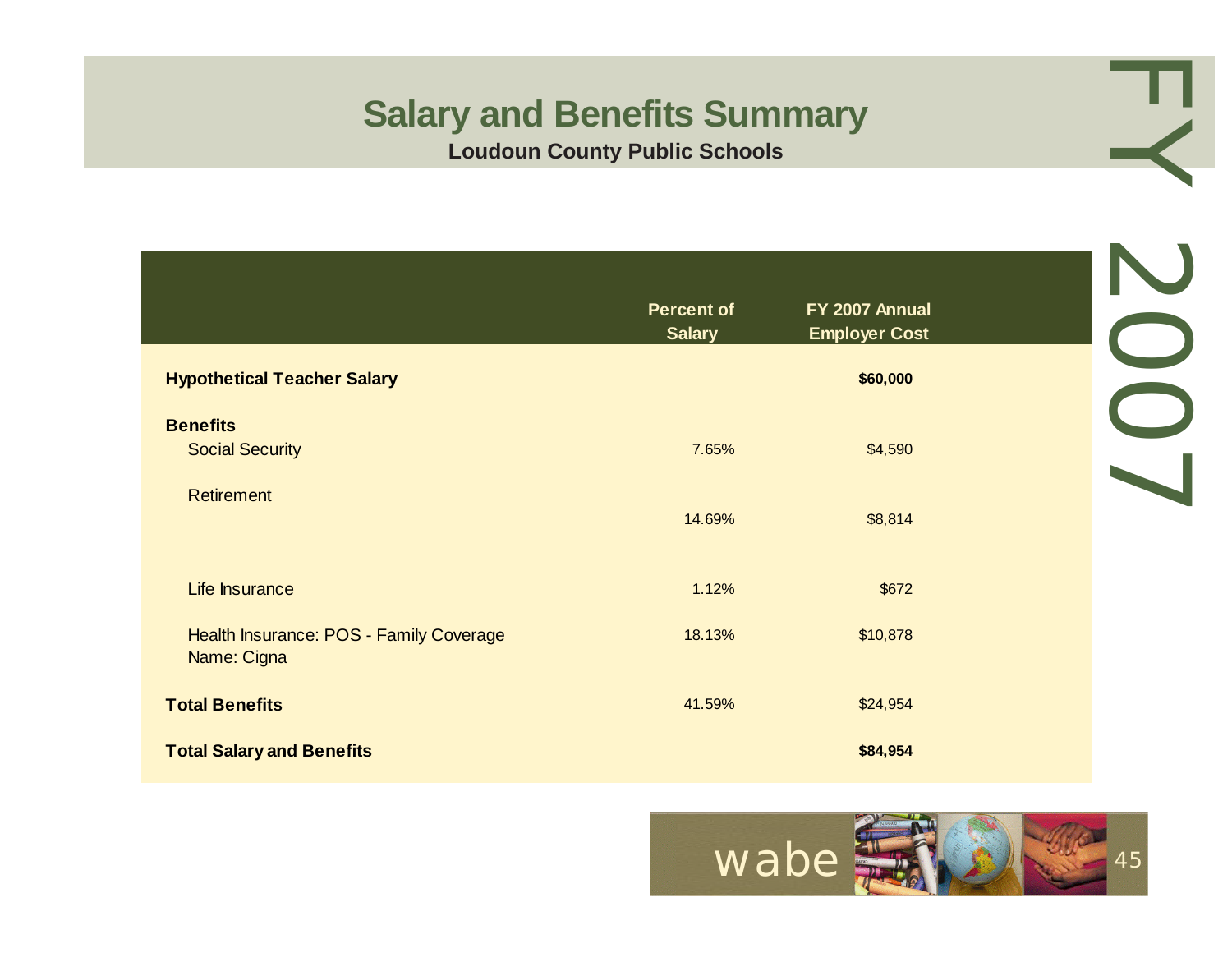# Salary and Benefits Summary

**Loudoun County Public Schools**

| | Percent of Salary | FY 2007 Annual Employer Cost |
|---|---|---|
| **Hypothetical Teacher Salary** | | **$60,000** |
| **Benefits** | | |
| Social Security | 7.65% | $4,590 |
| Retirement | 14.69% | $8,814 |
| Life Insurance | 1.12% | $672 |
| Health Insurance: POS - Family Coverage Name: Cigna | 18.13% | $10,878 |
| **Total Benefits** | 41.59% | $24,954 |
| **Total Salary and Benefits** | | **$84,954** |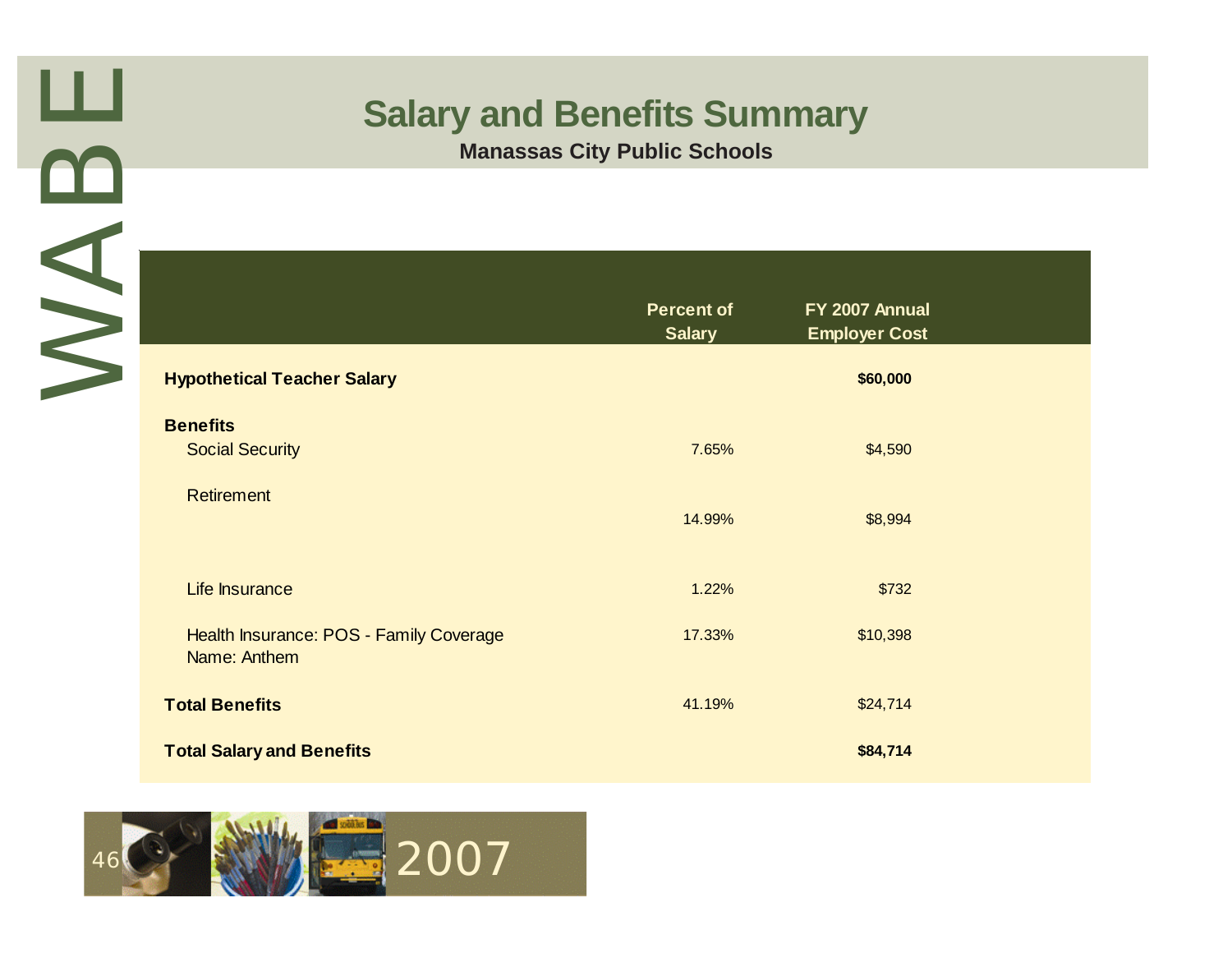# Salary and Benefits Summary

**Manassas City Public Schools**

| | Percent of Salary | FY 2007 Annual Employer Cost |
|---|---|---|
| **Hypothetical Teacher Salary** | | **$60,000** |
| **Benefits** | | |
| Social Security | 7.65% | $4,590 |
| Retirement | 14.99% | $8,994 |
| Life Insurance | 1.22% | $732 |
| Health Insurance: POS - Family Coverage Name: Anthem | 17.33% | $10,398 |
| **Total Benefits** | 41.19% | $24,714 |
| **Total Salary and Benefits** | | **$84,714** |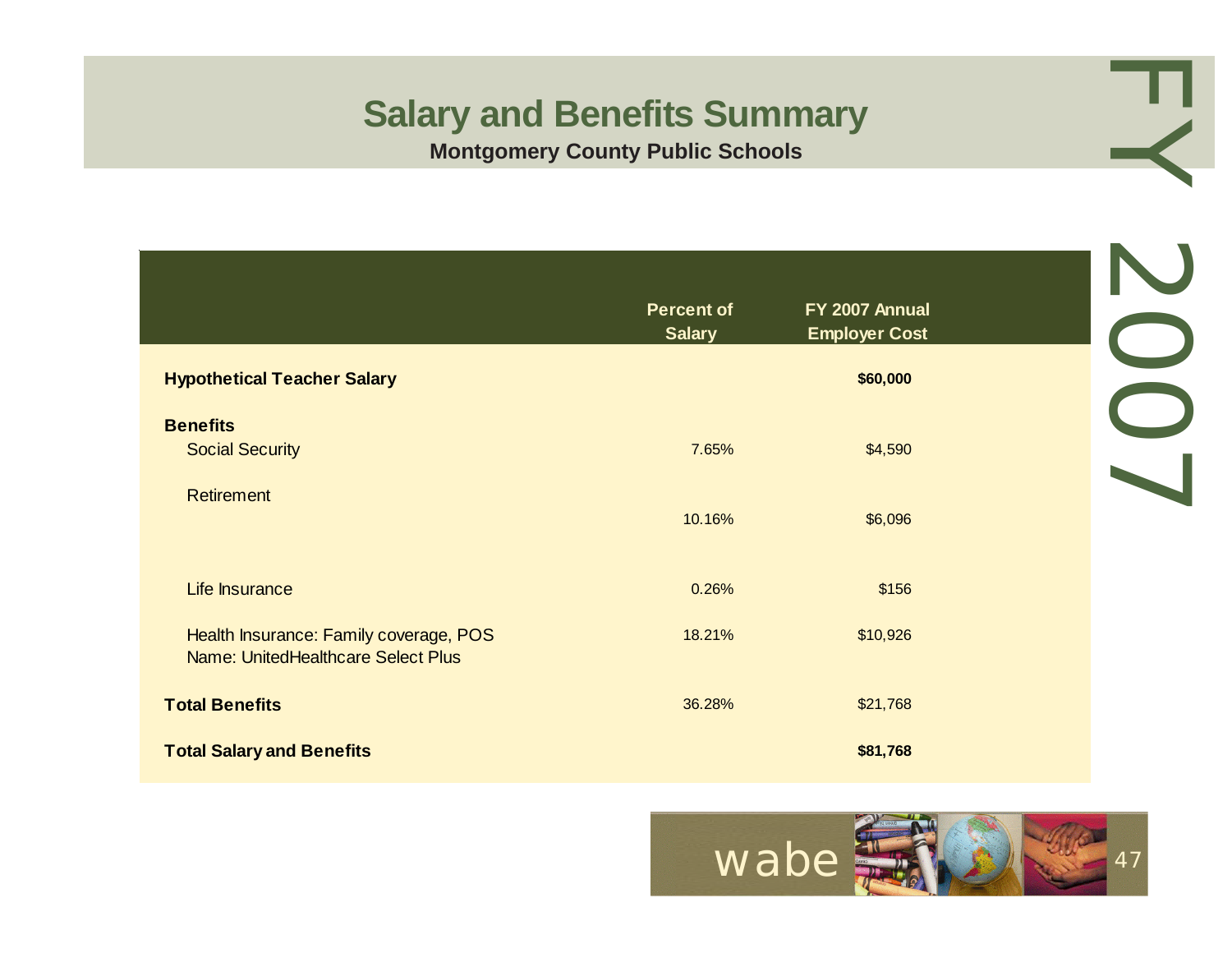# Salary and Benefits Summary

**Montgomery County Public Schools**

| | Percent of Salary | FY 2007 Annual Employer Cost |
|---|---|---|
| **Hypothetical Teacher Salary** | | **$60,000** |
| **Benefits** | | |
| Social Security | 7.65% | $4,590 |
| Retirement | 10.16% | $6,096 |
| Life Insurance | 0.26% | $156 |
| Health Insurance: Family coverage, POS Name: UnitedHealthcare Select Plus | 18.21% | $10,926 |
| **Total Benefits** | 36.28% | $21,768 |
| **Total Salary and Benefits** | | **$81,768** |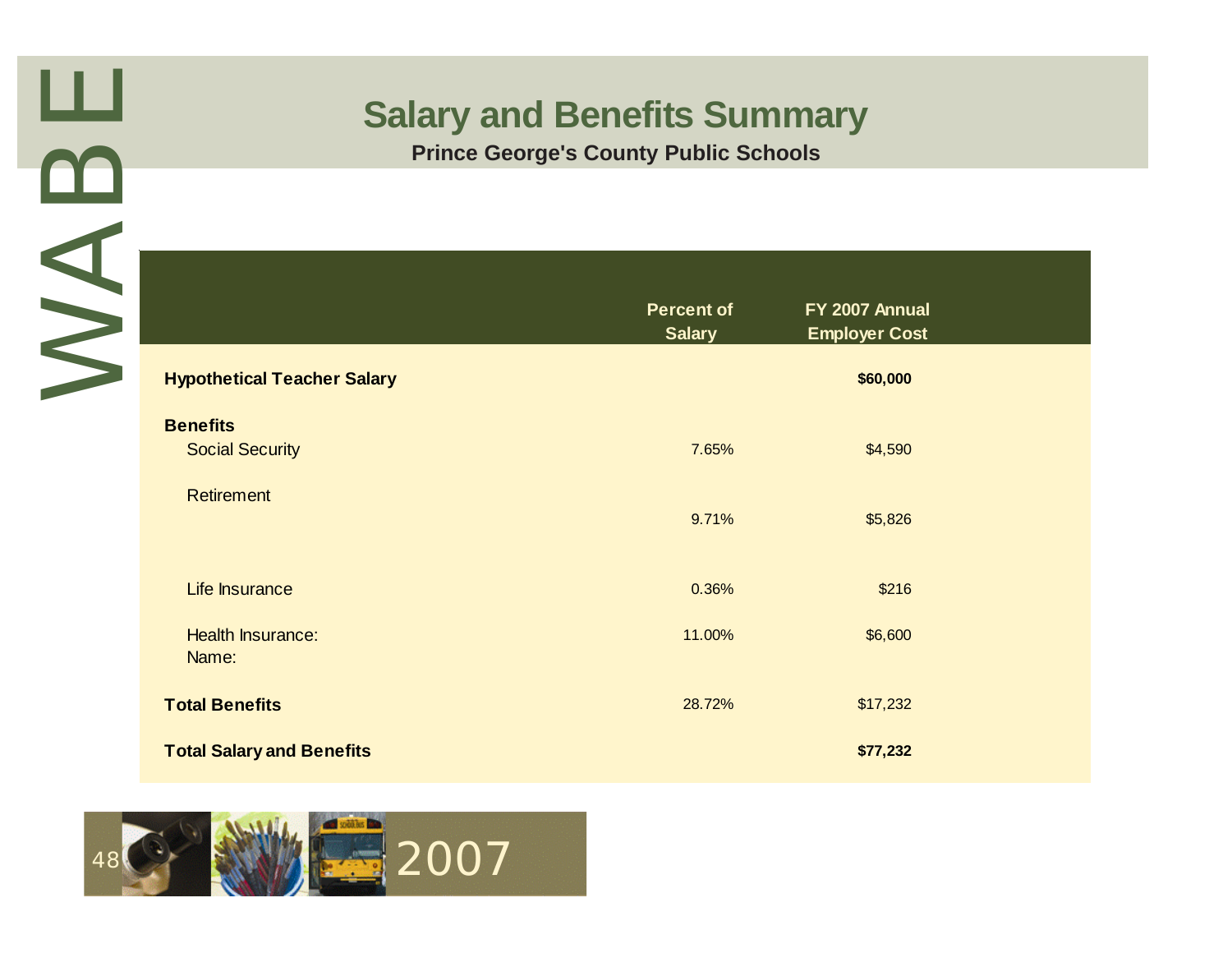# Salary and Benefits Summary

**Prince George's County Public Schools**

| | Percent of Salary | FY 2007 Annual Employer Cost |
|---|---|---|
| **Hypothetical Teacher Salary** | | **$60,000** |
| **Benefits** | | |
| Social Security | 7.65% | $4,590 |
| Retirement | 9.71% | $5,826 |
| Life Insurance | 0.36% | $216 |
| Health Insurance: Name: | 11.00% | $6,600 |
| **Total Benefits** | 28.72% | $17,232 |
| **Total Salary and Benefits** | | **$77,232** |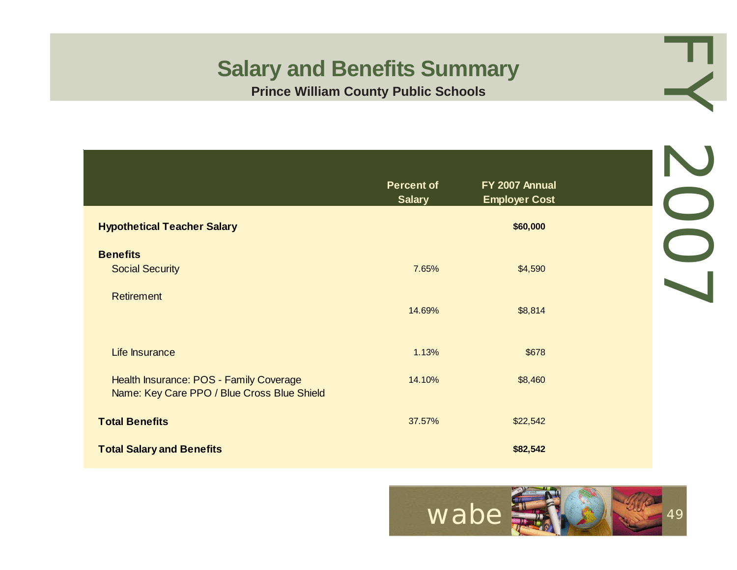# Salary and Benefits Summary

**Prince William County Public Schools**

FY 2007

| | Percent of Salary | FY 2007 Annual Employer Cost |
|---|---|---|
| **Hypothetical Teacher Salary** | | **$60,000** |
| **Benefits** | | |
| Social Security | 7.65% | $4,590 |
| Retirement | 14.69% | $8,814 |
| Life Insurance | 1.13% | $678 |
| Health Insurance: POS - Family Coverage<br>Name: Key Care PPO / Blue Cross Blue Shield | 14.10% | $8,460 |
| **Total Benefits** | 37.57% | $22,542 |
| **Total Salary and Benefits** | | **$82,542** |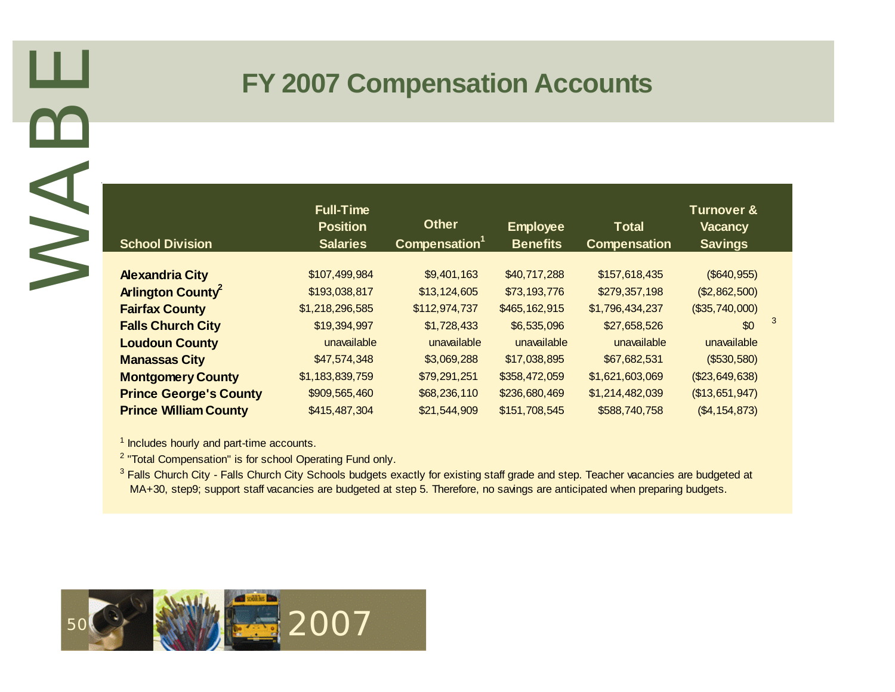# FY 2007 Compensation Accounts

| School Division | Full-Time Position Salaries | Other Compensation[1] | Employee Benefits | Total Compensation | Turnover & Vacancy Savings |
|---|---|---|---|---|---|
| **Alexandria City** | $107,499,984 | $9,401,163 | $40,717,288 | $157,618,435 | ($640,955) |
| **Arlington County**[2] | $193,038,817 | $13,124,605 | $73,193,776 | $279,357,198 | ($2,862,500) |
| **Fairfax County** | $1,218,296,585 | $112,974,737 | $465,162,915 | $1,796,434,237 | ($35,740,000) |
| **Falls Church City** | $19,394,997 | $1,728,433 | $6,535,096 | $27,658,526 | $0[3] |
| **Loudoun County** | unavailable | unavailable | unavailable | unavailable | unavailable |
| **Manassas City** | $47,574,348 | $3,069,288 | $17,038,895 | $67,682,531 | ($530,580) |
| **Montgomery County** | $1,183,839,759 | $79,291,251 | $358,472,059 | $1,621,603,069 | ($23,649,638) |
| **Prince George's County** | $909,565,460 | $68,236,110 | $236,680,469 | $1,214,482,039 | ($13,651,947) |
| **Prince William County** | $415,487,304 | $21,544,909 | $151,708,545 | $588,740,758 | ($4,154,873) |

[1] Includes hourly and part-time accounts.

[2] "Total Compensation" is for school Operating Fund only.

[3] Falls Church City - Falls Church City Schools budgets exactly for existing staff grade and step. Teacher vacancies are budgeted at MA+30, step9; support staff vacancies are budgeted at step 5. Therefore, no savings are anticipated when preparing budgets.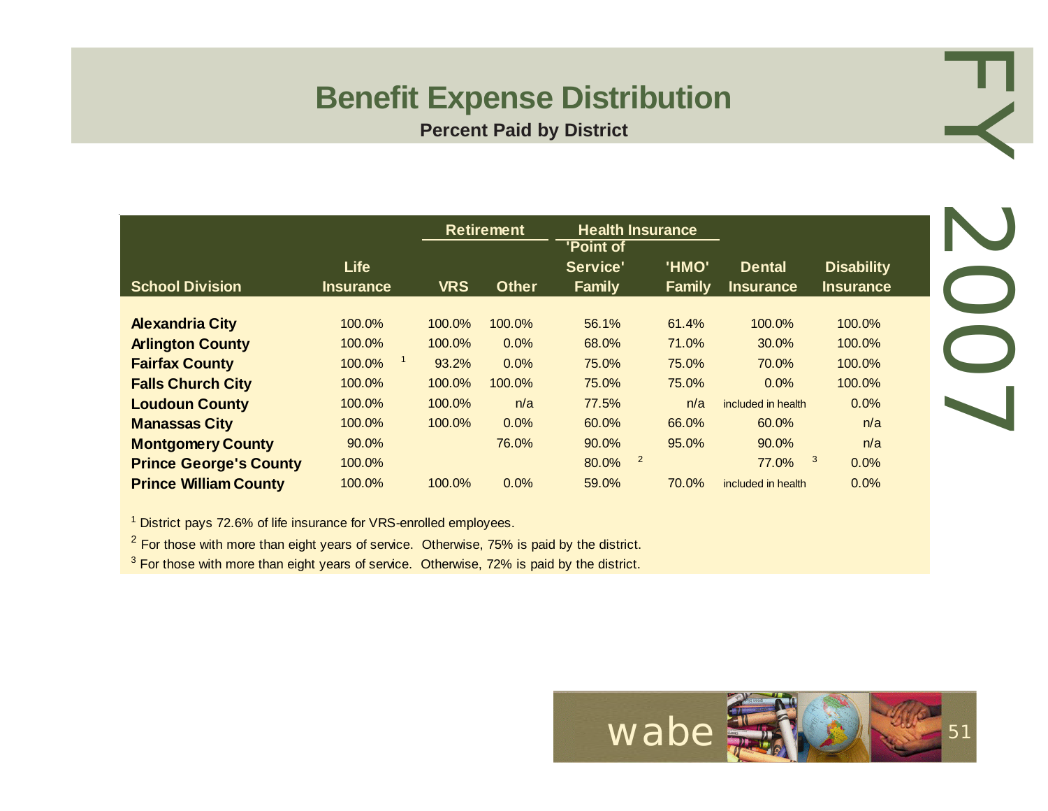# Benefit Expense Distribution

**Percent Paid by District**

| School Division | Life Insurance | Retirement | | Health Insurance | | Dental Insurance | Disability Insurance |
|---|---|---|---|---|---|---|---|
| | | VRS | Other | 'Point of Service' Family | 'HMO' Family | | |
| **Alexandria City** | 100.0% | 100.0% | 100.0% | 56.1% | 61.4% | 100.0% | 100.0% |
| **Arlington County** | 100.0% | 100.0% | 0.0% | 68.0% | 71.0% | 30.0% | 100.0% |
| **Fairfax County** | 100.0% [1] | 93.2% | 0.0% | 75.0% | 75.0% | 70.0% | 100.0% |
| **Falls Church City** | 100.0% | 100.0% | 100.0% | 75.0% | 75.0% | 0.0% | 100.0% |
| **Loudoun County** | 100.0% | 100.0% | n/a | 77.5% | n/a | included in health | 0.0% |
| **Manassas City** | 100.0% | 100.0% | 0.0% | 60.0% | 66.0% | 60.0% | n/a |
| **Montgomery County** | 90.0% | | 76.0% | 90.0% | 95.0% | 90.0% | n/a |
| **Prince George's County** | 100.0% | | | 80.0% [2] | | 77.0% [3] | 0.0% |
| **Prince William County** | 100.0% | 100.0% | 0.0% | 59.0% | 70.0% | included in health | 0.0% |

[1] District pays 72.6% of life insurance for VRS-enrolled employees.

[2] For those with more than eight years of service. Otherwise, 75% is paid by the district.

[3] For those with more than eight years of service. Otherwise, 72% is paid by the district.